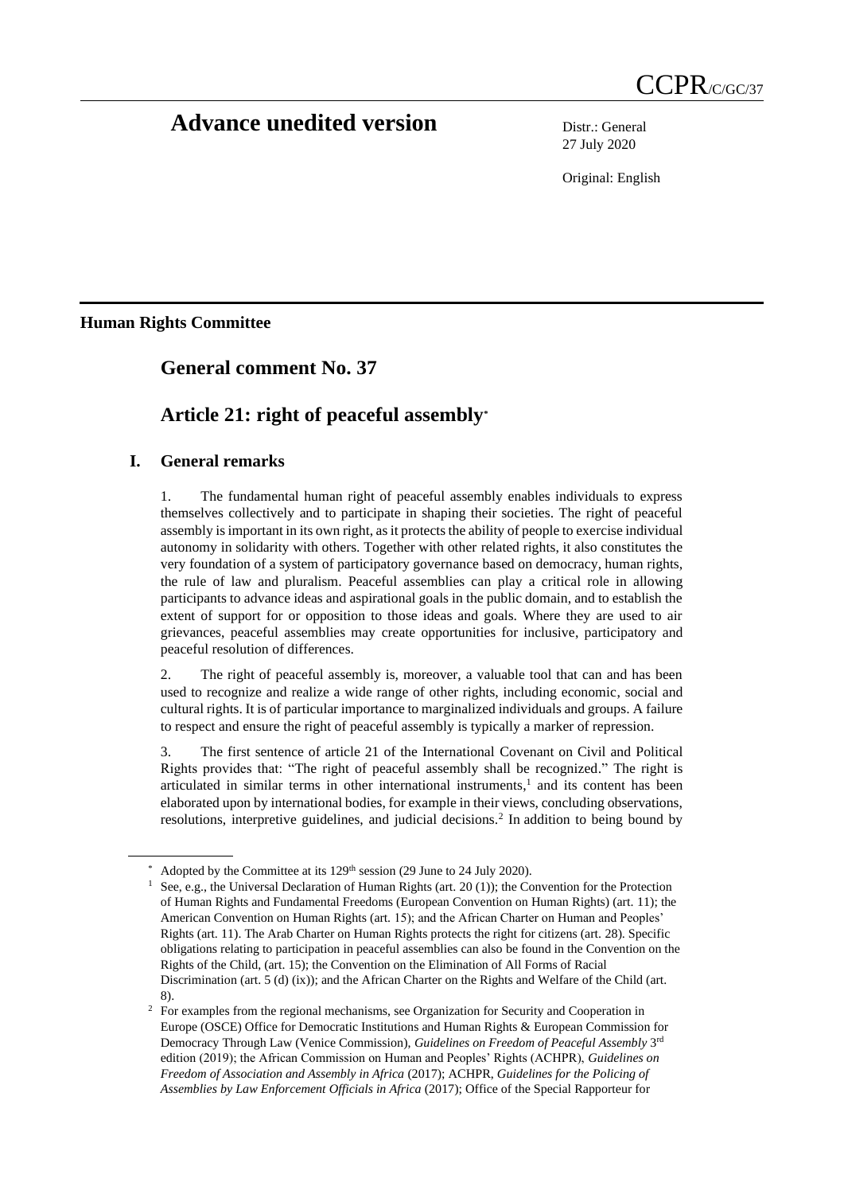CCPR/C/GC/37

# Advance unedited version

Distr.: General
27 July 2020

Original: English

**Human Rights Committee**

## General comment No. 37

## Article 21: right of peaceful assembly*

### I. General remarks

1. The fundamental human right of peaceful assembly enables individuals to express themselves collectively and to participate in shaping their societies. The right of peaceful assembly is important in its own right, as it protects the ability of people to exercise individual autonomy in solidarity with others. Together with other related rights, it also constitutes the very foundation of a system of participatory governance based on democracy, human rights, the rule of law and pluralism. Peaceful assemblies can play a critical role in allowing participants to advance ideas and aspirational goals in the public domain, and to establish the extent of support for or opposition to those ideas and goals. Where they are used to air grievances, peaceful assemblies may create opportunities for inclusive, participatory and peaceful resolution of differences.

2. The right of peaceful assembly is, moreover, a valuable tool that can and has been used to recognize and realize a wide range of other rights, including economic, social and cultural rights. It is of particular importance to marginalized individuals and groups. A failure to respect and ensure the right of peaceful assembly is typically a marker of repression.

3. The first sentence of article 21 of the International Covenant on Civil and Political Rights provides that: "The right of peaceful assembly shall be recognized." The right is articulated in similar terms in other international instruments,[1] and its content has been elaborated upon by international bodies, for example in their views, concluding observations, resolutions, interpretive guidelines, and judicial decisions.[2] In addition to being bound by

---

* Adopted by the Committee at its 129th session (29 June to 24 July 2020).

[1] See, e.g., the Universal Declaration of Human Rights (art. 20 (1)); the Convention for the Protection of Human Rights and Fundamental Freedoms (European Convention on Human Rights) (art. 11); the American Convention on Human Rights (art. 15); and the African Charter on Human and Peoples' Rights (art. 11). The Arab Charter on Human Rights protects the right for citizens (art. 28). Specific obligations relating to participation in peaceful assemblies can also be found in the Convention on the Rights of the Child, (art. 15); the Convention on the Elimination of All Forms of Racial Discrimination (art. 5 (d) (ix)); and the African Charter on the Rights and Welfare of the Child (art. 8).

[2] For examples from the regional mechanisms, see Organization for Security and Cooperation in Europe (OSCE) Office for Democratic Institutions and Human Rights & European Commission for Democracy Through Law (Venice Commission), *Guidelines on Freedom of Peaceful Assembly* 3rd edition (2019); the African Commission on Human and Peoples' Rights (ACHPR), *Guidelines on Freedom of Association and Assembly in Africa* (2017); ACHPR, *Guidelines for the Policing of Assemblies by Law Enforcement Officials in Africa* (2017); Office of the Special Rapporteur for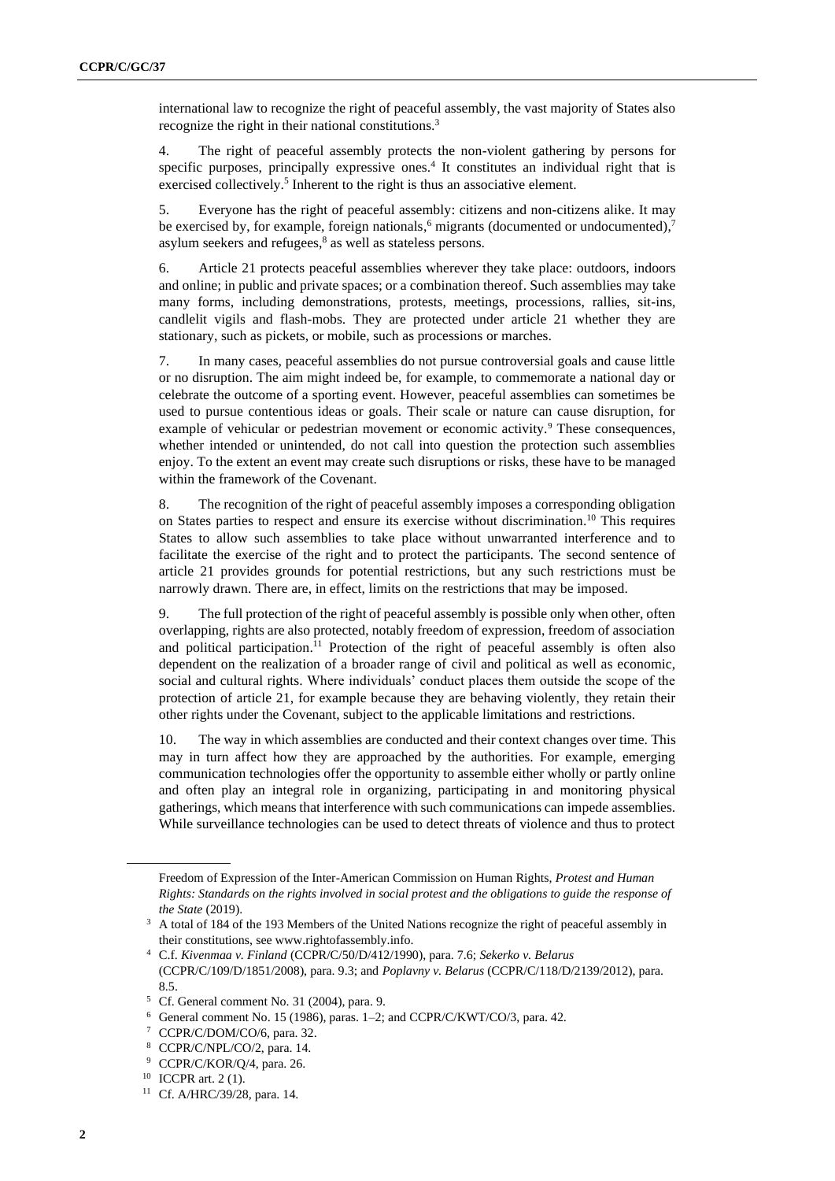international law to recognize the right of peaceful assembly, the vast majority of States also recognize the right in their national constitutions.[3]

4. The right of peaceful assembly protects the non-violent gathering by persons for specific purposes, principally expressive ones.[4] It constitutes an individual right that is exercised collectively.[5] Inherent to the right is thus an associative element.

5. Everyone has the right of peaceful assembly: citizens and non-citizens alike. It may be exercised by, for example, foreign nationals,[6] migrants (documented or undocumented),[7] asylum seekers and refugees,[8] as well as stateless persons.

6. Article 21 protects peaceful assemblies wherever they take place: outdoors, indoors and online; in public and private spaces; or a combination thereof. Such assemblies may take many forms, including demonstrations, protests, meetings, processions, rallies, sit-ins, candlelit vigils and flash-mobs. They are protected under article 21 whether they are stationary, such as pickets, or mobile, such as processions or marches.

7. In many cases, peaceful assemblies do not pursue controversial goals and cause little or no disruption. The aim might indeed be, for example, to commemorate a national day or celebrate the outcome of a sporting event. However, peaceful assemblies can sometimes be used to pursue contentious ideas or goals. Their scale or nature can cause disruption, for example of vehicular or pedestrian movement or economic activity.[9] These consequences, whether intended or unintended, do not call into question the protection such assemblies enjoy. To the extent an event may create such disruptions or risks, these have to be managed within the framework of the Covenant.

8. The recognition of the right of peaceful assembly imposes a corresponding obligation on States parties to respect and ensure its exercise without discrimination.[10] This requires States to allow such assemblies to take place without unwarranted interference and to facilitate the exercise of the right and to protect the participants. The second sentence of article 21 provides grounds for potential restrictions, but any such restrictions must be narrowly drawn. There are, in effect, limits on the restrictions that may be imposed.

9. The full protection of the right of peaceful assembly is possible only when other, often overlapping, rights are also protected, notably freedom of expression, freedom of association and political participation.[11] Protection of the right of peaceful assembly is often also dependent on the realization of a broader range of civil and political as well as economic, social and cultural rights. Where individuals' conduct places them outside the scope of the protection of article 21, for example because they are behaving violently, they retain their other rights under the Covenant, subject to the applicable limitations and restrictions.

10. The way in which assemblies are conducted and their context changes over time. This may in turn affect how they are approached by the authorities. For example, emerging communication technologies offer the opportunity to assemble either wholly or partly online and often play an integral role in organizing, participating in and monitoring physical gatherings, which means that interference with such communications can impede assemblies. While surveillance technologies can be used to detect threats of violence and thus to protect

---

Freedom of Expression of the Inter-American Commission on Human Rights, *Protest and Human Rights: Standards on the rights involved in social protest and the obligations to guide the response of the State* (2019).

[3] A total of 184 of the 193 Members of the United Nations recognize the right of peaceful assembly in their constitutions, see www.rightofassembly.info.

[4] C.f. *Kivenmaa v. Finland* (CCPR/C/50/D/412/1990), para. 7.6; *Sekerko v. Belarus* (CCPR/C/109/D/1851/2008), para. 9.3; and *Poplavny v. Belarus* (CCPR/C/118/D/2139/2012), para. 8.5.

[5] Cf. General comment No. 31 (2004), para. 9.

[6] General comment No. 15 (1986), paras. 1–2; and CCPR/C/KWT/CO/3, para. 42.

[7] CCPR/C/DOM/CO/6, para. 32.

[8] CCPR/C/NPL/CO/2, para. 14.

[9] CCPR/C/KOR/Q/4, para. 26.

[10] ICCPR art. 2 (1).

[11] Cf. A/HRC/39/28, para. 14.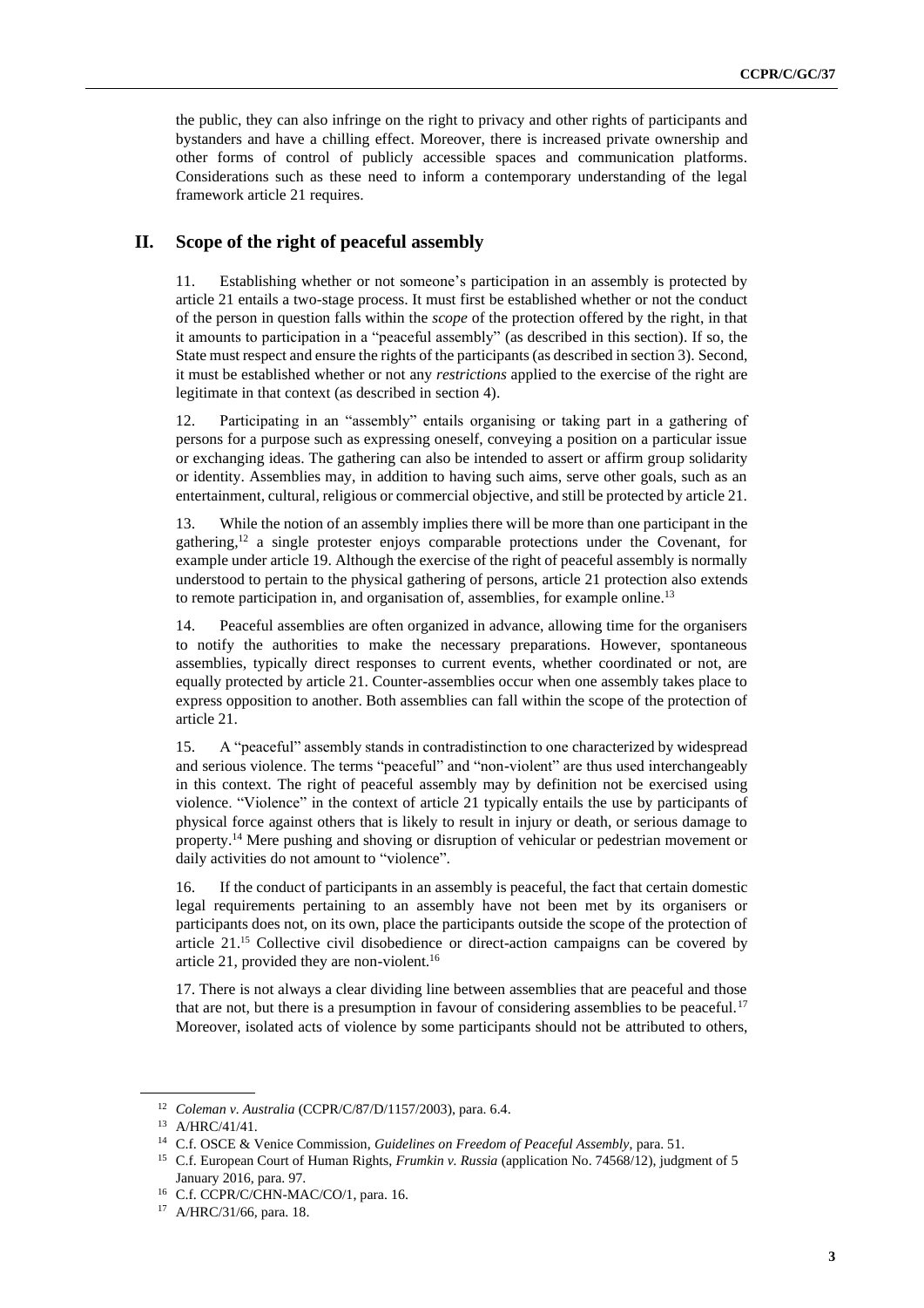the public, they can also infringe on the right to privacy and other rights of participants and bystanders and have a chilling effect. Moreover, there is increased private ownership and other forms of control of publicly accessible spaces and communication platforms. Considerations such as these need to inform a contemporary understanding of the legal framework article 21 requires.

## II. Scope of the right of peaceful assembly

11. Establishing whether or not someone's participation in an assembly is protected by article 21 entails a two-stage process. It must first be established whether or not the conduct of the person in question falls within the *scope* of the protection offered by the right, in that it amounts to participation in a "peaceful assembly" (as described in this section). If so, the State must respect and ensure the rights of the participants (as described in section 3). Second, it must be established whether or not any *restrictions* applied to the exercise of the right are legitimate in that context (as described in section 4).

12. Participating in an "assembly" entails organising or taking part in a gathering of persons for a purpose such as expressing oneself, conveying a position on a particular issue or exchanging ideas. The gathering can also be intended to assert or affirm group solidarity or identity. Assemblies may, in addition to having such aims, serve other goals, such as an entertainment, cultural, religious or commercial objective, and still be protected by article 21.

13. While the notion of an assembly implies there will be more than one participant in the gathering,[12] a single protester enjoys comparable protections under the Covenant, for example under article 19. Although the exercise of the right of peaceful assembly is normally understood to pertain to the physical gathering of persons, article 21 protection also extends to remote participation in, and organisation of, assemblies, for example online.[13]

14. Peaceful assemblies are often organized in advance, allowing time for the organisers to notify the authorities to make the necessary preparations. However, spontaneous assemblies, typically direct responses to current events, whether coordinated or not, are equally protected by article 21. Counter-assemblies occur when one assembly takes place to express opposition to another. Both assemblies can fall within the scope of the protection of article 21.

15. A "peaceful" assembly stands in contradistinction to one characterized by widespread and serious violence. The terms "peaceful" and "non-violent" are thus used interchangeably in this context. The right of peaceful assembly may by definition not be exercised using violence. "Violence" in the context of article 21 typically entails the use by participants of physical force against others that is likely to result in injury or death, or serious damage to property.[14] Mere pushing and shoving or disruption of vehicular or pedestrian movement or daily activities do not amount to "violence".

16. If the conduct of participants in an assembly is peaceful, the fact that certain domestic legal requirements pertaining to an assembly have not been met by its organisers or participants does not, on its own, place the participants outside the scope of the protection of article 21.[15] Collective civil disobedience or direct-action campaigns can be covered by article 21, provided they are non-violent.[16]

17. There is not always a clear dividing line between assemblies that are peaceful and those that are not, but there is a presumption in favour of considering assemblies to be peaceful.[17] Moreover, isolated acts of violence by some participants should not be attributed to others,

---

[12] *Coleman v. Australia* (CCPR/C/87/D/1157/2003), para. 6.4.

[13] A/HRC/41/41.

[14] C.f. OSCE & Venice Commission, *Guidelines on Freedom of Peaceful Assembly*, para. 51.

[15] C.f. European Court of Human Rights, *Frumkin v. Russia* (application No. 74568/12), judgment of 5 January 2016, para. 97.

[16] C.f. CCPR/C/CHN-MAC/CO/1, para. 16.

[17] A/HRC/31/66, para. 18.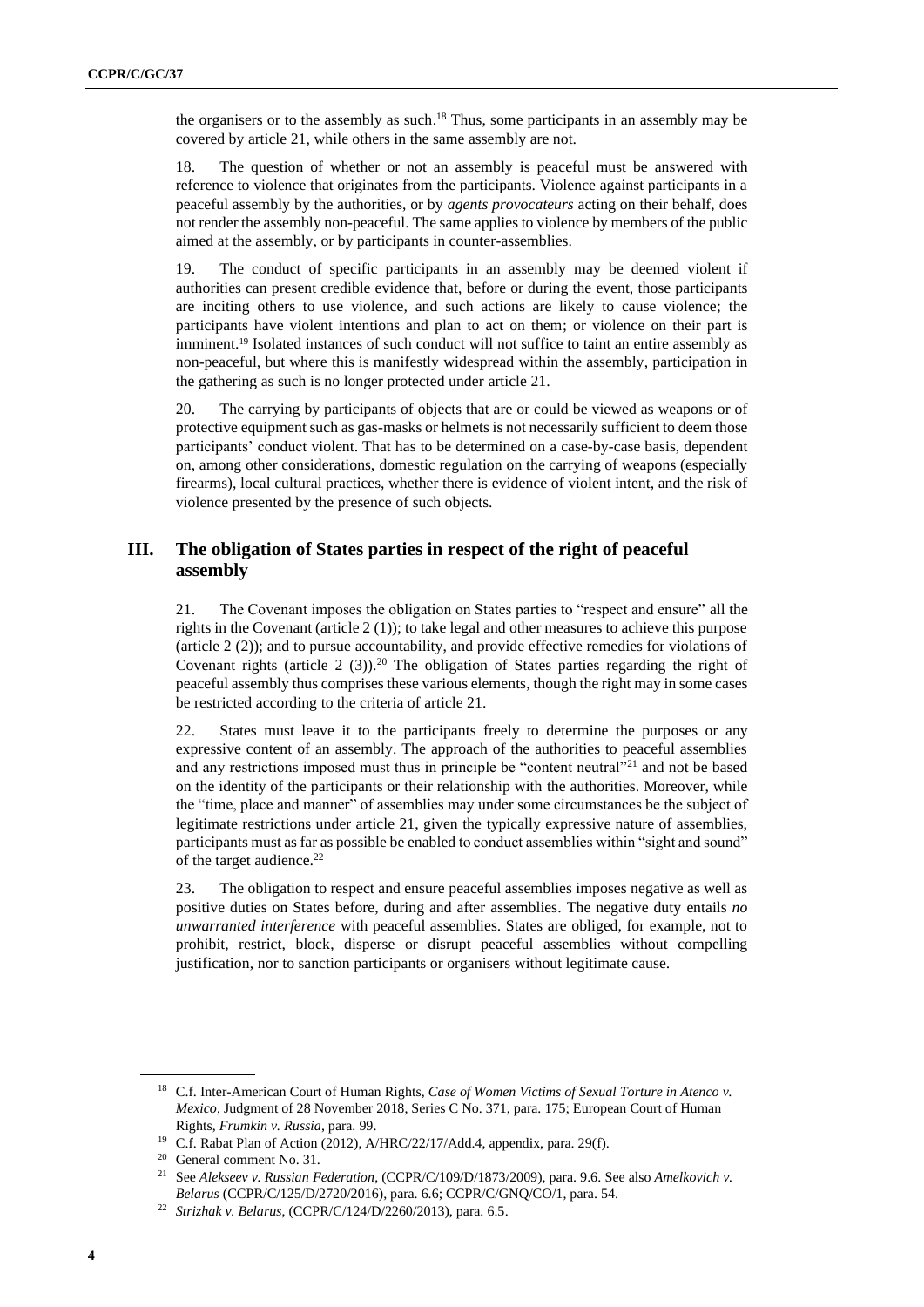the organisers or to the assembly as such.[18] Thus, some participants in an assembly may be covered by article 21, while others in the same assembly are not.

18. The question of whether or not an assembly is peaceful must be answered with reference to violence that originates from the participants. Violence against participants in a peaceful assembly by the authorities, or by *agents provocateurs* acting on their behalf, does not render the assembly non-peaceful. The same applies to violence by members of the public aimed at the assembly, or by participants in counter-assemblies.

19. The conduct of specific participants in an assembly may be deemed violent if authorities can present credible evidence that, before or during the event, those participants are inciting others to use violence, and such actions are likely to cause violence; the participants have violent intentions and plan to act on them; or violence on their part is imminent.[19] Isolated instances of such conduct will not suffice to taint an entire assembly as non-peaceful, but where this is manifestly widespread within the assembly, participation in the gathering as such is no longer protected under article 21.

20. The carrying by participants of objects that are or could be viewed as weapons or of protective equipment such as gas-masks or helmets is not necessarily sufficient to deem those participants' conduct violent. That has to be determined on a case-by-case basis, dependent on, among other considerations, domestic regulation on the carrying of weapons (especially firearms), local cultural practices, whether there is evidence of violent intent, and the risk of violence presented by the presence of such objects.

## III. The obligation of States parties in respect of the right of peaceful assembly

21. The Covenant imposes the obligation on States parties to "respect and ensure" all the rights in the Covenant (article 2 (1)); to take legal and other measures to achieve this purpose (article 2 (2)); and to pursue accountability, and provide effective remedies for violations of Covenant rights (article 2 (3)).[20] The obligation of States parties regarding the right of peaceful assembly thus comprises these various elements, though the right may in some cases be restricted according to the criteria of article 21.

22. States must leave it to the participants freely to determine the purposes or any expressive content of an assembly. The approach of the authorities to peaceful assemblies and any restrictions imposed must thus in principle be "content neutral"[21] and not be based on the identity of the participants or their relationship with the authorities. Moreover, while the "time, place and manner" of assemblies may under some circumstances be the subject of legitimate restrictions under article 21, given the typically expressive nature of assemblies, participants must as far as possible be enabled to conduct assemblies within "sight and sound" of the target audience.[22]

23. The obligation to respect and ensure peaceful assemblies imposes negative as well as positive duties on States before, during and after assemblies. The negative duty entails *no unwarranted interference* with peaceful assemblies. States are obliged, for example, not to prohibit, restrict, block, disperse or disrupt peaceful assemblies without compelling justification, nor to sanction participants or organisers without legitimate cause.

---

[18] C.f. Inter-American Court of Human Rights, *Case of Women Victims of Sexual Torture in Atenco v. Mexico*, Judgment of 28 November 2018, Series C No. 371, para. 175; European Court of Human Rights, *Frumkin v. Russia*, para. 99.

[19] C.f. Rabat Plan of Action (2012), A/HRC/22/17/Add.4, appendix, para. 29(f).

[20] General comment No. 31.

[21] See *Alekseev v. Russian Federation*, (CCPR/C/109/D/1873/2009), para. 9.6. See also *Amelkovich v. Belarus* (CCPR/C/125/D/2720/2016), para. 6.6; CCPR/C/GNQ/CO/1, para. 54.

[22] *Strizhak v. Belarus*, (CCPR/C/124/D/2260/2013), para. 6.5.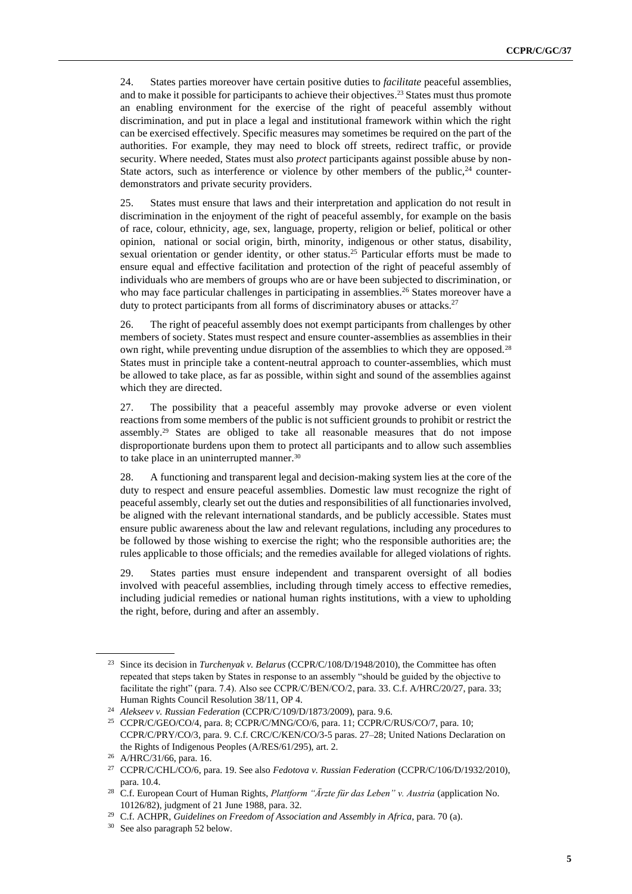24. States parties moreover have certain positive duties to *facilitate* peaceful assemblies, and to make it possible for participants to achieve their objectives.[23] States must thus promote an enabling environment for the exercise of the right of peaceful assembly without discrimination, and put in place a legal and institutional framework within which the right can be exercised effectively. Specific measures may sometimes be required on the part of the authorities. For example, they may need to block off streets, redirect traffic, or provide security. Where needed, States must also *protect* participants against possible abuse by non-State actors, such as interference or violence by other members of the public,[24] counter-demonstrators and private security providers.

25. States must ensure that laws and their interpretation and application do not result in discrimination in the enjoyment of the right of peaceful assembly, for example on the basis of race, colour, ethnicity, age, sex, language, property, religion or belief, political or other opinion, national or social origin, birth, minority, indigenous or other status, disability, sexual orientation or gender identity, or other status.[25] Particular efforts must be made to ensure equal and effective facilitation and protection of the right of peaceful assembly of individuals who are members of groups who are or have been subjected to discrimination, or who may face particular challenges in participating in assemblies.[26] States moreover have a duty to protect participants from all forms of discriminatory abuses or attacks.[27]

26. The right of peaceful assembly does not exempt participants from challenges by other members of society. States must respect and ensure counter-assemblies as assemblies in their own right, while preventing undue disruption of the assemblies to which they are opposed.[28] States must in principle take a content-neutral approach to counter-assemblies, which must be allowed to take place, as far as possible, within sight and sound of the assemblies against which they are directed.

27. The possibility that a peaceful assembly may provoke adverse or even violent reactions from some members of the public is not sufficient grounds to prohibit or restrict the assembly.[29] States are obliged to take all reasonable measures that do not impose disproportionate burdens upon them to protect all participants and to allow such assemblies to take place in an uninterrupted manner.[30]

28. A functioning and transparent legal and decision-making system lies at the core of the duty to respect and ensure peaceful assemblies. Domestic law must recognize the right of peaceful assembly, clearly set out the duties and responsibilities of all functionaries involved, be aligned with the relevant international standards, and be publicly accessible. States must ensure public awareness about the law and relevant regulations, including any procedures to be followed by those wishing to exercise the right; who the responsible authorities are; the rules applicable to those officials; and the remedies available for alleged violations of rights.

29. States parties must ensure independent and transparent oversight of all bodies involved with peaceful assemblies, including through timely access to effective remedies, including judicial remedies or national human rights institutions, with a view to upholding the right, before, during and after an assembly.

---

[23] Since its decision in *Turchenyak v. Belarus* (CCPR/C/108/D/1948/2010), the Committee has often repeated that steps taken by States in response to an assembly "should be guided by the objective to facilitate the right" (para. 7.4). Also see CCPR/C/BEN/CO/2, para. 33. C.f. A/HRC/20/27, para. 33; Human Rights Council Resolution 38/11, OP 4.

[24] *Alekseev v. Russian Federation* (CCPR/C/109/D/1873/2009), para. 9.6.

[25] CCPR/C/GEO/CO/4, para. 8; CCPR/C/MNG/CO/6, para. 11; CCPR/C/RUS/CO/7, para. 10; CCPR/C/PRY/CO/3, para. 9. C.f. CRC/C/KEN/CO/3-5 paras. 27–28; United Nations Declaration on the Rights of Indigenous Peoples (A/RES/61/295), art. 2.

[26] A/HRC/31/66, para. 16.

[27] CCPR/C/CHL/CO/6, para. 19. See also *Fedotova v. Russian Federation* (CCPR/C/106/D/1932/2010), para. 10.4.

[28] C.f. European Court of Human Rights, *Plattform "Ärzte für das Leben" v. Austria* (application No. 10126/82), judgment of 21 June 1988, para. 32.

[29] C.f. ACHPR, *Guidelines on Freedom of Association and Assembly in Africa*, para. 70 (a).

[30] See also paragraph 52 below.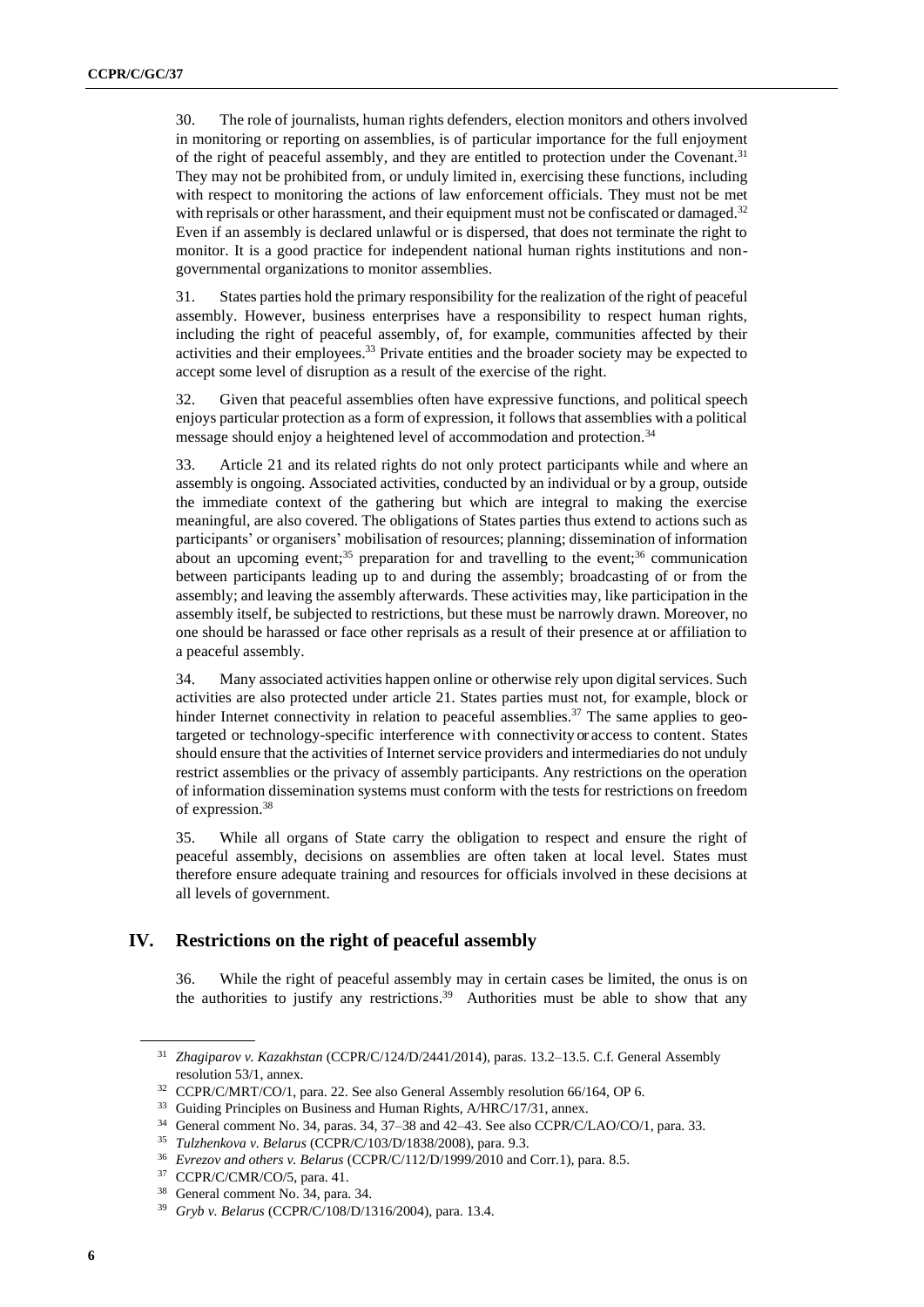30. The role of journalists, human rights defenders, election monitors and others involved in monitoring or reporting on assemblies, is of particular importance for the full enjoyment of the right of peaceful assembly, and they are entitled to protection under the Covenant.[31] They may not be prohibited from, or unduly limited in, exercising these functions, including with respect to monitoring the actions of law enforcement officials. They must not be met with reprisals or other harassment, and their equipment must not be confiscated or damaged.[32] Even if an assembly is declared unlawful or is dispersed, that does not terminate the right to monitor. It is a good practice for independent national human rights institutions and non-governmental organizations to monitor assemblies.

31. States parties hold the primary responsibility for the realization of the right of peaceful assembly. However, business enterprises have a responsibility to respect human rights, including the right of peaceful assembly, of, for example, communities affected by their activities and their employees.[33] Private entities and the broader society may be expected to accept some level of disruption as a result of the exercise of the right.

32. Given that peaceful assemblies often have expressive functions, and political speech enjoys particular protection as a form of expression, it follows that assemblies with a political message should enjoy a heightened level of accommodation and protection.[34]

33. Article 21 and its related rights do not only protect participants while and where an assembly is ongoing. Associated activities, conducted by an individual or by a group, outside the immediate context of the gathering but which are integral to making the exercise meaningful, are also covered. The obligations of States parties thus extend to actions such as participants' or organisers' mobilisation of resources; planning; dissemination of information about an upcoming event;[35] preparation for and travelling to the event;[36] communication between participants leading up to and during the assembly; broadcasting of or from the assembly; and leaving the assembly afterwards. These activities may, like participation in the assembly itself, be subjected to restrictions, but these must be narrowly drawn. Moreover, no one should be harassed or face other reprisals as a result of their presence at or affiliation to a peaceful assembly.

34. Many associated activities happen online or otherwise rely upon digital services. Such activities are also protected under article 21. States parties must not, for example, block or hinder Internet connectivity in relation to peaceful assemblies.[37] The same applies to geo-targeted or technology-specific interference with connectivity or access to content. States should ensure that the activities of Internet service providers and intermediaries do not unduly restrict assemblies or the privacy of assembly participants. Any restrictions on the operation of information dissemination systems must conform with the tests for restrictions on freedom of expression.[38]

35. While all organs of State carry the obligation to respect and ensure the right of peaceful assembly, decisions on assemblies are often taken at local level. States must therefore ensure adequate training and resources for officials involved in these decisions at all levels of government.

## IV. Restrictions on the right of peaceful assembly

36. While the right of peaceful assembly may in certain cases be limited, the onus is on the authorities to justify any restrictions.[39] Authorities must be able to show that any

---

[31] *Zhagiparov v. Kazakhstan* (CCPR/C/124/D/2441/2014), paras. 13.2–13.5. C.f. General Assembly resolution 53/1, annex.

[32] CCPR/C/MRT/CO/1, para. 22. See also General Assembly resolution 66/164, OP 6.

[33] Guiding Principles on Business and Human Rights, A/HRC/17/31, annex.

[34] General comment No. 34, paras. 34, 37–38 and 42–43. See also CCPR/C/LAO/CO/1, para. 33.

[35] *Tulzhenkova v. Belarus* (CCPR/C/103/D/1838/2008), para. 9.3.

[36] *Evrezov and others v. Belarus* (CCPR/C/112/D/1999/2010 and Corr.1), para. 8.5.

[37] CCPR/C/CMR/CO/5, para. 41.

[38] General comment No. 34, para. 34.

[39] *Gryb v. Belarus* (CCPR/C/108/D/1316/2004), para. 13.4.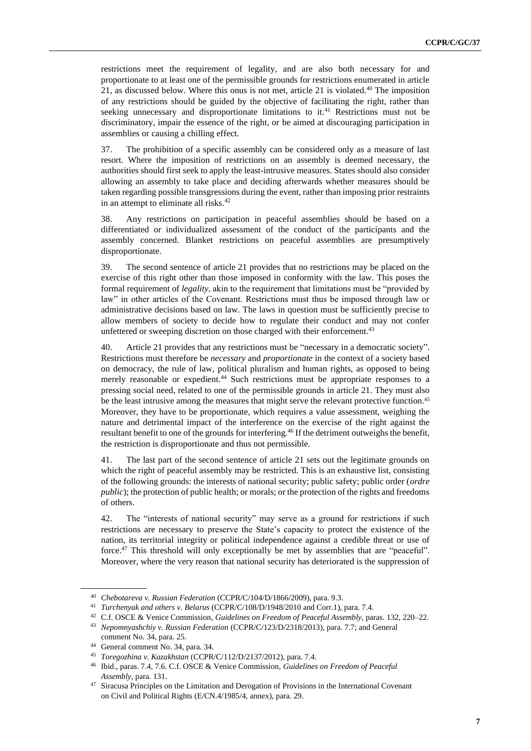restrictions meet the requirement of legality, and are also both necessary for and proportionate to at least one of the permissible grounds for restrictions enumerated in article 21, as discussed below. Where this onus is not met, article 21 is violated.[40] The imposition of any restrictions should be guided by the objective of facilitating the right, rather than seeking unnecessary and disproportionate limitations to it.[41] Restrictions must not be discriminatory, impair the essence of the right, or be aimed at discouraging participation in assemblies or causing a chilling effect.

37. The prohibition of a specific assembly can be considered only as a measure of last resort. Where the imposition of restrictions on an assembly is deemed necessary, the authorities should first seek to apply the least-intrusive measures. States should also consider allowing an assembly to take place and deciding afterwards whether measures should be taken regarding possible transgressions during the event, rather than imposing prior restraints in an attempt to eliminate all risks.[42]

38. Any restrictions on participation in peaceful assemblies should be based on a differentiated or individualized assessment of the conduct of the participants and the assembly concerned. Blanket restrictions on peaceful assemblies are presumptively disproportionate.

39. The second sentence of article 21 provides that no restrictions may be placed on the exercise of this right other than those imposed in conformity with the law. This poses the formal requirement of *legality*, akin to the requirement that limitations must be "provided by law" in other articles of the Covenant. Restrictions must thus be imposed through law or administrative decisions based on law. The laws in question must be sufficiently precise to allow members of society to decide how to regulate their conduct and may not confer unfettered or sweeping discretion on those charged with their enforcement.[43]

40. Article 21 provides that any restrictions must be "necessary in a democratic society". Restrictions must therefore be *necessary* and *proportionate* in the context of a society based on democracy, the rule of law, political pluralism and human rights, as opposed to being merely reasonable or expedient.[44] Such restrictions must be appropriate responses to a pressing social need, related to one of the permissible grounds in article 21. They must also be the least intrusive among the measures that might serve the relevant protective function.[45] Moreover, they have to be proportionate, which requires a value assessment, weighing the nature and detrimental impact of the interference on the exercise of the right against the resultant benefit to one of the grounds for interfering.[46] If the detriment outweighs the benefit, the restriction is disproportionate and thus not permissible.

41. The last part of the second sentence of article 21 sets out the legitimate grounds on which the right of peaceful assembly may be restricted. This is an exhaustive list, consisting of the following grounds: the interests of national security; public safety; public order (*ordre public*); the protection of public health; or morals; or the protection of the rights and freedoms of others.

42. The "interests of national security" may serve as a ground for restrictions if such restrictions are necessary to preserve the State's capacity to protect the existence of the nation, its territorial integrity or political independence against a credible threat or use of force.[47] This threshold will only exceptionally be met by assemblies that are "peaceful". Moreover, where the very reason that national security has deteriorated is the suppression of

---

[40] *Chebotareva v. Russian Federation* (CCPR/C/104/D/1866/2009), para. 9.3.

[41] *Turchenyak and others v. Belarus* (CCPR/C/108/D/1948/2010 and Corr.1), para. 7.4.

[42] C.f. OSCE & Venice Commission, *Guidelines on Freedom of Peaceful Assembly*, paras. 132, 220–22.

[43] *Nepomnyashchiy v. Russian Federation* (CCPR/C/123/D/2318/2013), para. 7.7; and General comment No. 34, para. 25.

[44] General comment No. 34, para. 34.

[45] *Toregozhina v. Kazakhstan* (CCPR/C/112/D/2137/2012), para. 7.4.

[46] Ibid., paras. 7.4, 7.6. C.f. OSCE & Venice Commission, *Guidelines on Freedom of Peaceful Assembly*, para. 131.

[47] Siracusa Principles on the Limitation and Derogation of Provisions in the International Covenant on Civil and Political Rights (E/CN.4/1985/4, annex), para. 29.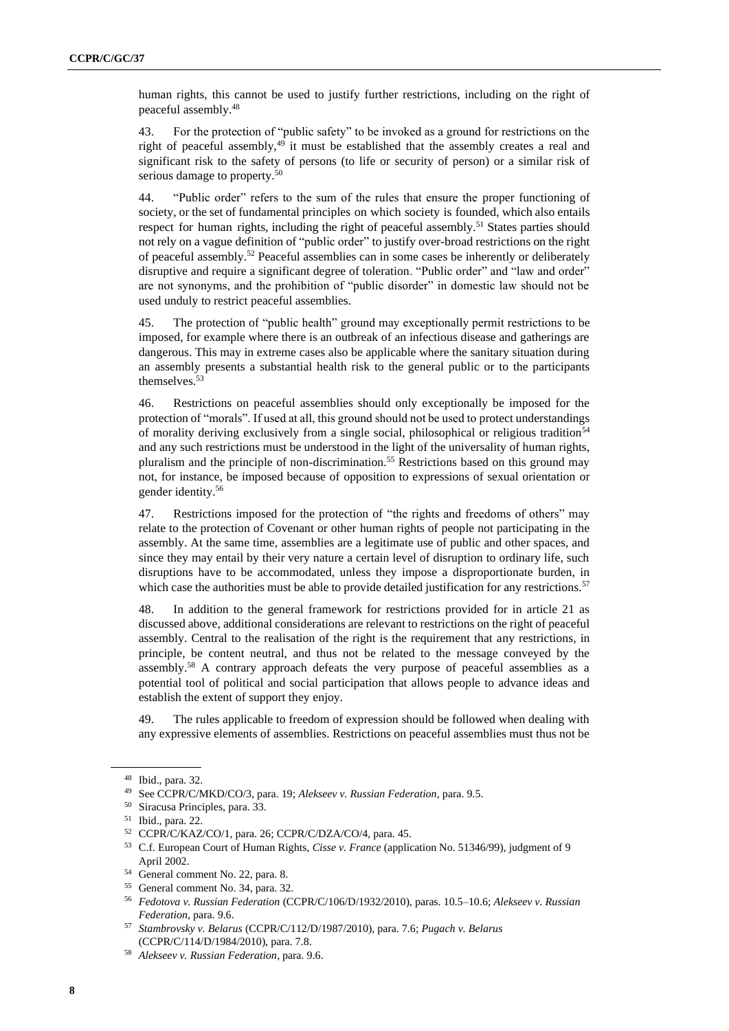human rights, this cannot be used to justify further restrictions, including on the right of peaceful assembly.[48]

43. For the protection of "public safety" to be invoked as a ground for restrictions on the right of peaceful assembly,[49] it must be established that the assembly creates a real and significant risk to the safety of persons (to life or security of person) or a similar risk of serious damage to property.[50]

44. "Public order" refers to the sum of the rules that ensure the proper functioning of society, or the set of fundamental principles on which society is founded, which also entails respect for human rights, including the right of peaceful assembly.[51] States parties should not rely on a vague definition of "public order" to justify over-broad restrictions on the right of peaceful assembly.[52] Peaceful assemblies can in some cases be inherently or deliberately disruptive and require a significant degree of toleration. "Public order" and "law and order" are not synonyms, and the prohibition of "public disorder" in domestic law should not be used unduly to restrict peaceful assemblies.

45. The protection of "public health" ground may exceptionally permit restrictions to be imposed, for example where there is an outbreak of an infectious disease and gatherings are dangerous. This may in extreme cases also be applicable where the sanitary situation during an assembly presents a substantial health risk to the general public or to the participants themselves.[53]

46. Restrictions on peaceful assemblies should only exceptionally be imposed for the protection of "morals". If used at all, this ground should not be used to protect understandings of morality deriving exclusively from a single social, philosophical or religious tradition[54] and any such restrictions must be understood in the light of the universality of human rights, pluralism and the principle of non-discrimination.[55] Restrictions based on this ground may not, for instance, be imposed because of opposition to expressions of sexual orientation or gender identity.[56]

47. Restrictions imposed for the protection of "the rights and freedoms of others" may relate to the protection of Covenant or other human rights of people not participating in the assembly. At the same time, assemblies are a legitimate use of public and other spaces, and since they may entail by their very nature a certain level of disruption to ordinary life, such disruptions have to be accommodated, unless they impose a disproportionate burden, in which case the authorities must be able to provide detailed justification for any restrictions.[57]

48. In addition to the general framework for restrictions provided for in article 21 as discussed above, additional considerations are relevant to restrictions on the right of peaceful assembly. Central to the realisation of the right is the requirement that any restrictions, in principle, be content neutral, and thus not be related to the message conveyed by the assembly.[58] A contrary approach defeats the very purpose of peaceful assemblies as a potential tool of political and social participation that allows people to advance ideas and establish the extent of support they enjoy.

49. The rules applicable to freedom of expression should be followed when dealing with any expressive elements of assemblies. Restrictions on peaceful assemblies must thus not be

---

[48] Ibid., para. 32.

[49] See CCPR/C/MKD/CO/3, para. 19; *Alekseev v. Russian Federation*, para. 9.5.

[50] Siracusa Principles, para. 33.

[51] Ibid., para. 22.

[52] CCPR/C/KAZ/CO/1, para. 26; CCPR/C/DZA/CO/4, para. 45.

[53] C.f. European Court of Human Rights, *Cisse v. France* (application No. 51346/99), judgment of 9 April 2002.

[54] General comment No. 22, para. 8.

[55] General comment No. 34, para. 32.

[56] *Fedotova v. Russian Federation* (CCPR/C/106/D/1932/2010), paras. 10.5–10.6; *Alekseev v. Russian Federation*, para. 9.6.

[57] *Stambrovsky v. Belarus* (CCPR/C/112/D/1987/2010), para. 7.6; *Pugach v. Belarus* (CCPR/C/114/D/1984/2010), para. 7.8.

[58] *Alekseev v. Russian Federation*, para. 9.6.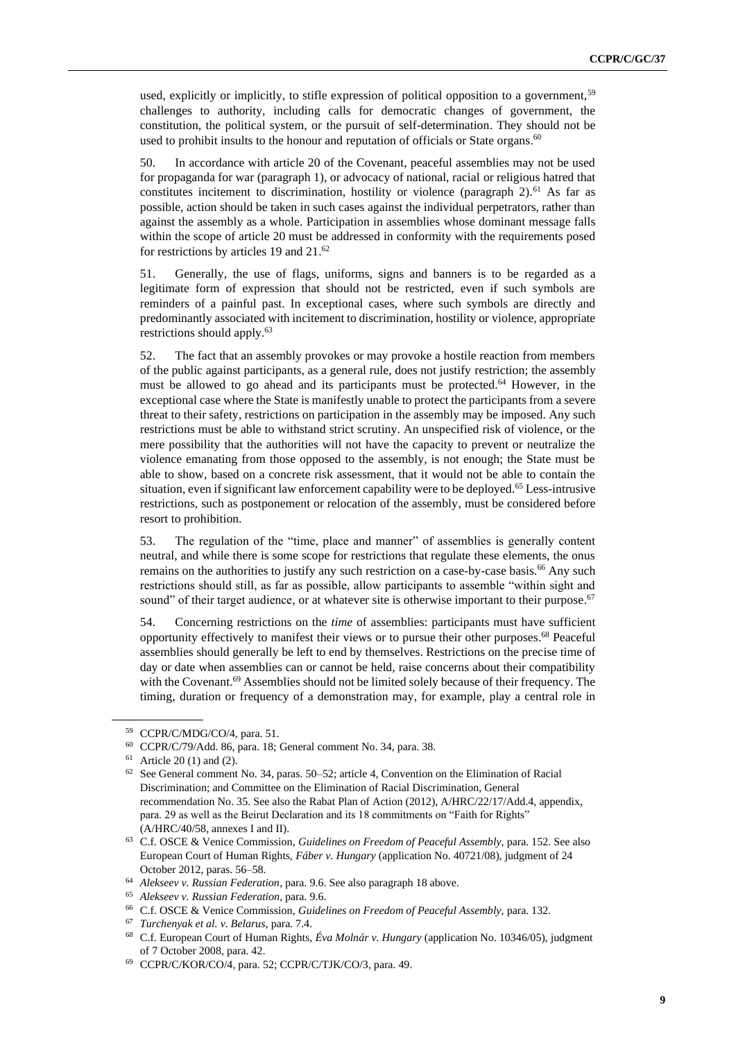used, explicitly or implicitly, to stifle expression of political opposition to a government,[59] challenges to authority, including calls for democratic changes of government, the constitution, the political system, or the pursuit of self-determination. They should not be used to prohibit insults to the honour and reputation of officials or State organs.[60]

50. In accordance with article 20 of the Covenant, peaceful assemblies may not be used for propaganda for war (paragraph 1), or advocacy of national, racial or religious hatred that constitutes incitement to discrimination, hostility or violence (paragraph 2).[61] As far as possible, action should be taken in such cases against the individual perpetrators, rather than against the assembly as a whole. Participation in assemblies whose dominant message falls within the scope of article 20 must be addressed in conformity with the requirements posed for restrictions by articles 19 and 21.[62]

51. Generally, the use of flags, uniforms, signs and banners is to be regarded as a legitimate form of expression that should not be restricted, even if such symbols are reminders of a painful past. In exceptional cases, where such symbols are directly and predominantly associated with incitement to discrimination, hostility or violence, appropriate restrictions should apply.[63]

52. The fact that an assembly provokes or may provoke a hostile reaction from members of the public against participants, as a general rule, does not justify restriction; the assembly must be allowed to go ahead and its participants must be protected.[64] However, in the exceptional case where the State is manifestly unable to protect the participants from a severe threat to their safety, restrictions on participation in the assembly may be imposed. Any such restrictions must be able to withstand strict scrutiny. An unspecified risk of violence, or the mere possibility that the authorities will not have the capacity to prevent or neutralize the violence emanating from those opposed to the assembly, is not enough; the State must be able to show, based on a concrete risk assessment, that it would not be able to contain the situation, even if significant law enforcement capability were to be deployed.[65] Less-intrusive restrictions, such as postponement or relocation of the assembly, must be considered before resort to prohibition.

53. The regulation of the "time, place and manner" of assemblies is generally content neutral, and while there is some scope for restrictions that regulate these elements, the onus remains on the authorities to justify any such restriction on a case-by-case basis.[66] Any such restrictions should still, as far as possible, allow participants to assemble "within sight and sound" of their target audience, or at whatever site is otherwise important to their purpose.[67]

54. Concerning restrictions on the *time* of assemblies: participants must have sufficient opportunity effectively to manifest their views or to pursue their other purposes.[68] Peaceful assemblies should generally be left to end by themselves. Restrictions on the precise time of day or date when assemblies can or cannot be held, raise concerns about their compatibility with the Covenant.[69] Assemblies should not be limited solely because of their frequency. The timing, duration or frequency of a demonstration may, for example, play a central role in

---

[59] CCPR/C/MDG/CO/4, para. 51.

[60] CCPR/C/79/Add. 86, para. 18; General comment No. 34, para. 38.

[61] Article 20 (1) and (2).

[62] See General comment No. 34, paras. 50–52; article 4, Convention on the Elimination of Racial Discrimination; and Committee on the Elimination of Racial Discrimination, General recommendation No. 35. See also the Rabat Plan of Action (2012), A/HRC/22/17/Add.4, appendix, para. 29 as well as the Beirut Declaration and its 18 commitments on "Faith for Rights" (A/HRC/40/58, annexes I and II).

[63] C.f. OSCE & Venice Commission, *Guidelines on Freedom of Peaceful Assembly*, para. 152. See also European Court of Human Rights, *Fáber v. Hungary* (application No. 40721/08), judgment of 24 October 2012, paras. 56–58.

[64] *Alekseev v. Russian Federation*, para. 9.6. See also paragraph 18 above.

[65] *Alekseev v. Russian Federation*, para. 9.6.

[66] C.f. OSCE & Venice Commission, *Guidelines on Freedom of Peaceful Assembly*, para. 132.

[67] *Turchenyak et al. v. Belarus*, para. 7.4.

[68] C.f. European Court of Human Rights, *Éva Molnár v. Hungary* (application No. 10346/05), judgment of 7 October 2008, para. 42.

[69] CCPR/C/KOR/CO/4, para. 52; CCPR/C/TJK/CO/3, para. 49.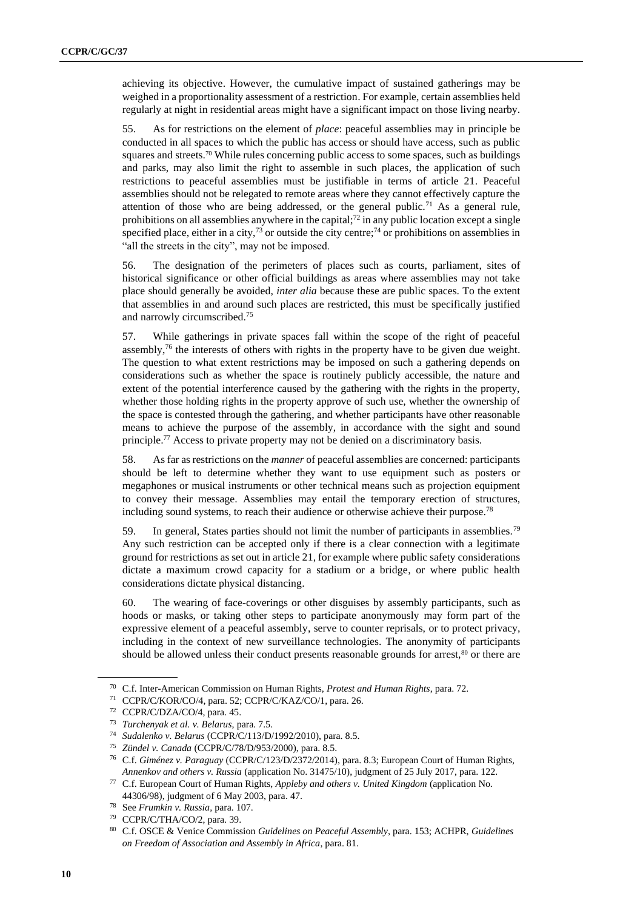achieving its objective. However, the cumulative impact of sustained gatherings may be weighed in a proportionality assessment of a restriction. For example, certain assemblies held regularly at night in residential areas might have a significant impact on those living nearby.

55. As for restrictions on the element of *place*: peaceful assemblies may in principle be conducted in all spaces to which the public has access or should have access, such as public squares and streets.[70] While rules concerning public access to some spaces, such as buildings and parks, may also limit the right to assemble in such places, the application of such restrictions to peaceful assemblies must be justifiable in terms of article 21. Peaceful assemblies should not be relegated to remote areas where they cannot effectively capture the attention of those who are being addressed, or the general public.[71] As a general rule, prohibitions on all assemblies anywhere in the capital;[72] in any public location except a single specified place, either in a city,[73] or outside the city centre;[74] or prohibitions on assemblies in "all the streets in the city", may not be imposed.

56. The designation of the perimeters of places such as courts, parliament, sites of historical significance or other official buildings as areas where assemblies may not take place should generally be avoided, *inter alia* because these are public spaces. To the extent that assemblies in and around such places are restricted, this must be specifically justified and narrowly circumscribed.[75]

57. While gatherings in private spaces fall within the scope of the right of peaceful assembly,[76] the interests of others with rights in the property have to be given due weight. The question to what extent restrictions may be imposed on such a gathering depends on considerations such as whether the space is routinely publicly accessible, the nature and extent of the potential interference caused by the gathering with the rights in the property, whether those holding rights in the property approve of such use, whether the ownership of the space is contested through the gathering, and whether participants have other reasonable means to achieve the purpose of the assembly, in accordance with the sight and sound principle.[77] Access to private property may not be denied on a discriminatory basis.

58. As far as restrictions on the *manner* of peaceful assemblies are concerned: participants should be left to determine whether they want to use equipment such as posters or megaphones or musical instruments or other technical means such as projection equipment to convey their message. Assemblies may entail the temporary erection of structures, including sound systems, to reach their audience or otherwise achieve their purpose.[78]

59. In general, States parties should not limit the number of participants in assemblies.[79] Any such restriction can be accepted only if there is a clear connection with a legitimate ground for restrictions as set out in article 21, for example where public safety considerations dictate a maximum crowd capacity for a stadium or a bridge, or where public health considerations dictate physical distancing.

60. The wearing of face-coverings or other disguises by assembly participants, such as hoods or masks, or taking other steps to participate anonymously may form part of the expressive element of a peaceful assembly, serve to counter reprisals, or to protect privacy, including in the context of new surveillance technologies. The anonymity of participants should be allowed unless their conduct presents reasonable grounds for arrest,[80] or there are

---

[70] C.f. Inter-American Commission on Human Rights, *Protest and Human Rights*, para. 72.

[71] CCPR/C/KOR/CO/4, para. 52; CCPR/C/KAZ/CO/1, para. 26.

[72] CCPR/C/DZA/CO/4, para. 45.

[73] *Turchenyak et al. v. Belarus*, para. 7.5.

[74] *Sudalenko v. Belarus* (CCPR/C/113/D/1992/2010), para. 8.5.

[75] *Zündel v. Canada* (CCPR/C/78/D/953/2000), para. 8.5.

[76] C.f. *Giménez v. Paraguay* (CCPR/C/123/D/2372/2014), para. 8.3; European Court of Human Rights, *Annenkov and others v. Russia* (application No. 31475/10), judgment of 25 July 2017, para. 122.

[77] C.f. European Court of Human Rights, *Appleby and others v. United Kingdom* (application No. 44306/98), judgment of 6 May 2003, para. 47.

[78] See *Frumkin v. Russia*, para. 107.

[79] CCPR/C/THA/CO/2, para. 39.

[80] C.f. OSCE & Venice Commission *Guidelines on Peaceful Assembly*, para. 153; ACHPR, *Guidelines on Freedom of Association and Assembly in Africa*, para. 81.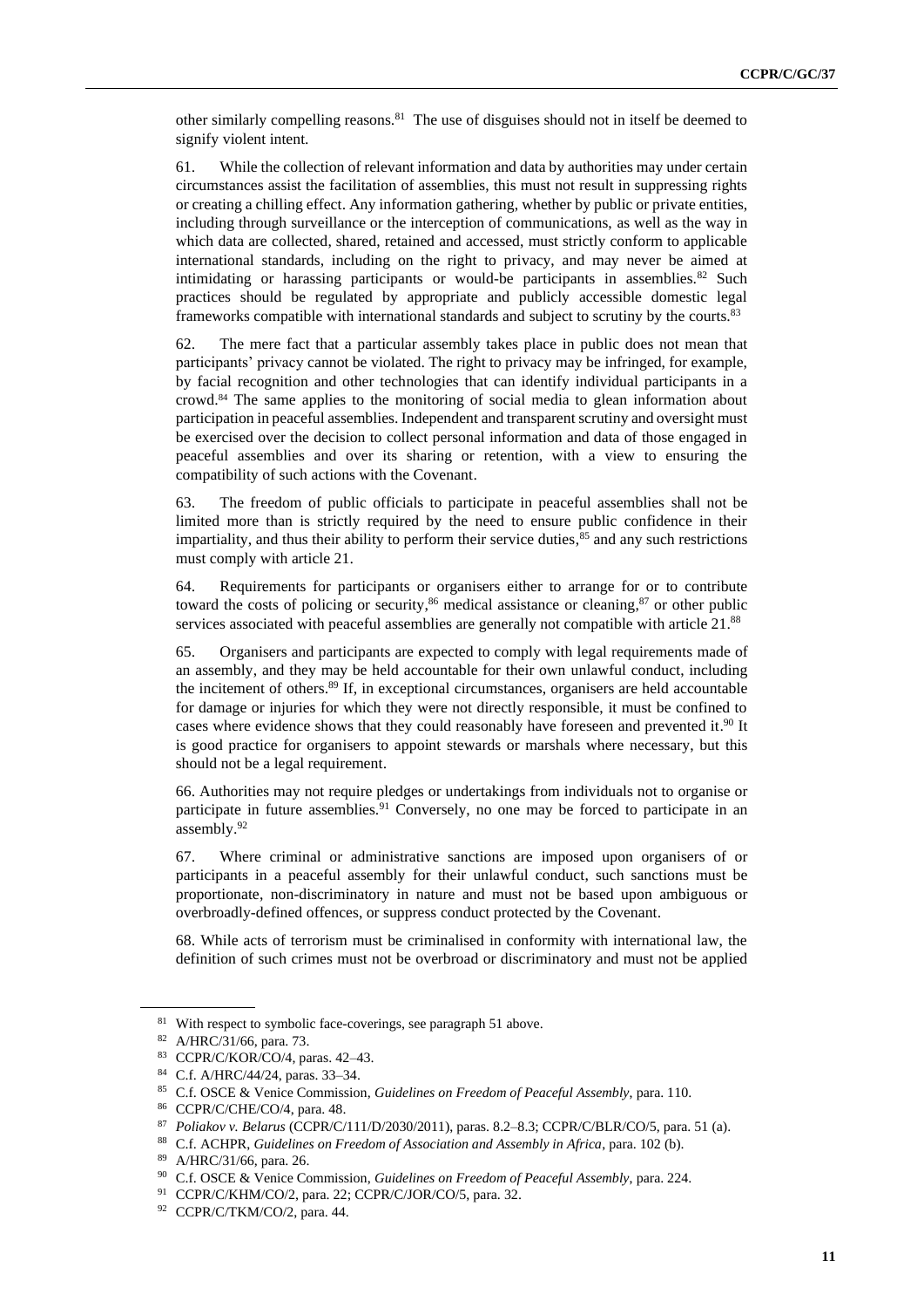other similarly compelling reasons.[81] The use of disguises should not in itself be deemed to signify violent intent.

61. While the collection of relevant information and data by authorities may under certain circumstances assist the facilitation of assemblies, this must not result in suppressing rights or creating a chilling effect. Any information gathering, whether by public or private entities, including through surveillance or the interception of communications, as well as the way in which data are collected, shared, retained and accessed, must strictly conform to applicable international standards, including on the right to privacy, and may never be aimed at intimidating or harassing participants or would-be participants in assemblies.[82] Such practices should be regulated by appropriate and publicly accessible domestic legal frameworks compatible with international standards and subject to scrutiny by the courts.[83]

62. The mere fact that a particular assembly takes place in public does not mean that participants' privacy cannot be violated. The right to privacy may be infringed, for example, by facial recognition and other technologies that can identify individual participants in a crowd.[84] The same applies to the monitoring of social media to glean information about participation in peaceful assemblies. Independent and transparent scrutiny and oversight must be exercised over the decision to collect personal information and data of those engaged in peaceful assemblies and over its sharing or retention, with a view to ensuring the compatibility of such actions with the Covenant.

63. The freedom of public officials to participate in peaceful assemblies shall not be limited more than is strictly required by the need to ensure public confidence in their impartiality, and thus their ability to perform their service duties,[85] and any such restrictions must comply with article 21.

64. Requirements for participants or organisers either to arrange for or to contribute toward the costs of policing or security,[86] medical assistance or cleaning,[87] or other public services associated with peaceful assemblies are generally not compatible with article 21.[88]

65. Organisers and participants are expected to comply with legal requirements made of an assembly, and they may be held accountable for their own unlawful conduct, including the incitement of others.[89] If, in exceptional circumstances, organisers are held accountable for damage or injuries for which they were not directly responsible, it must be confined to cases where evidence shows that they could reasonably have foreseen and prevented it.[90] It is good practice for organisers to appoint stewards or marshals where necessary, but this should not be a legal requirement.

66. Authorities may not require pledges or undertakings from individuals not to organise or participate in future assemblies.[91] Conversely, no one may be forced to participate in an assembly.[92]

67. Where criminal or administrative sanctions are imposed upon organisers of or participants in a peaceful assembly for their unlawful conduct, such sanctions must be proportionate, non-discriminatory in nature and must not be based upon ambiguous or overbroadly-defined offences, or suppress conduct protected by the Covenant.

68. While acts of terrorism must be criminalised in conformity with international law, the definition of such crimes must not be overbroad or discriminatory and must not be applied

---

[81] With respect to symbolic face-coverings, see paragraph 51 above.

[82] A/HRC/31/66, para. 73.

[83] CCPR/C/KOR/CO/4, paras. 42–43.

[84] C.f. A/HRC/44/24, paras. 33–34.

[85] C.f. OSCE & Venice Commission, *Guidelines on Freedom of Peaceful Assembly*, para. 110.

[86] CCPR/C/CHE/CO/4, para. 48.

[87] *Poliakov v. Belarus* (CCPR/C/111/D/2030/2011), paras. 8.2–8.3; CCPR/C/BLR/CO/5, para. 51 (a).

[88] C.f. ACHPR, *Guidelines on Freedom of Association and Assembly in Africa*, para. 102 (b).

[89] A/HRC/31/66, para. 26.

[90] C.f. OSCE & Venice Commission, *Guidelines on Freedom of Peaceful Assembly*, para. 224.

[91] CCPR/C/KHM/CO/2, para. 22; CCPR/C/JOR/CO/5, para. 32.

[92] CCPR/C/TKM/CO/2, para. 44.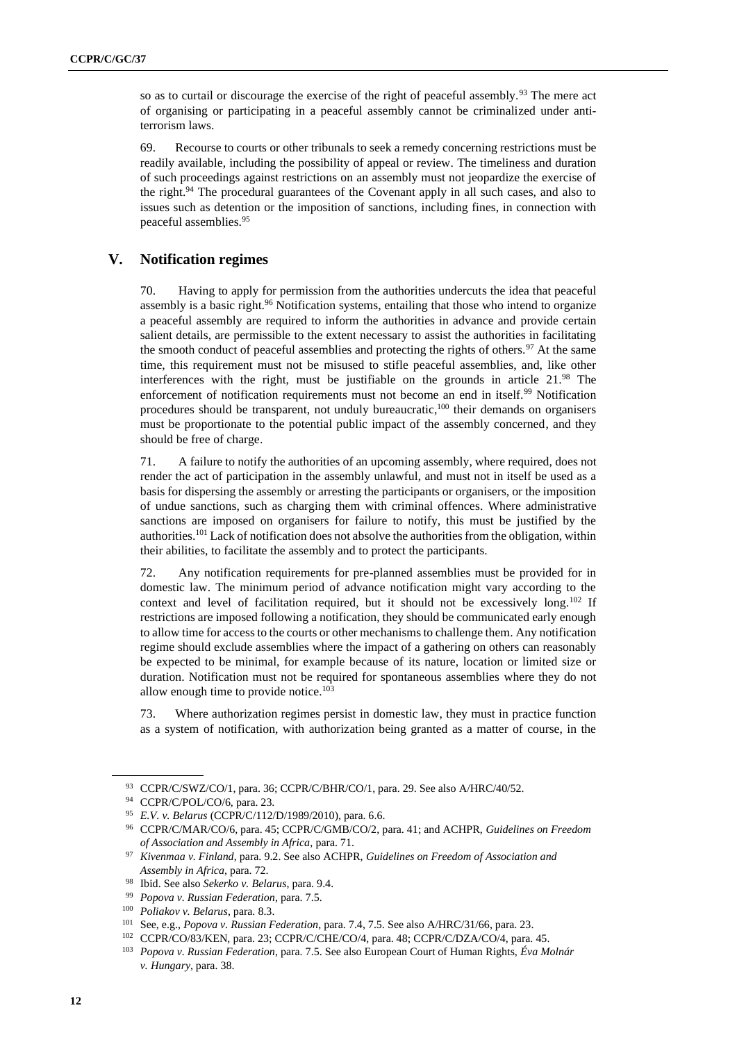so as to curtail or discourage the exercise of the right of peaceful assembly.[93] The mere act of organising or participating in a peaceful assembly cannot be criminalized under anti-terrorism laws.

69. Recourse to courts or other tribunals to seek a remedy concerning restrictions must be readily available, including the possibility of appeal or review. The timeliness and duration of such proceedings against restrictions on an assembly must not jeopardize the exercise of the right.[94] The procedural guarantees of the Covenant apply in all such cases, and also to issues such as detention or the imposition of sanctions, including fines, in connection with peaceful assemblies.[95]

## V. Notification regimes

70. Having to apply for permission from the authorities undercuts the idea that peaceful assembly is a basic right.[96] Notification systems, entailing that those who intend to organize a peaceful assembly are required to inform the authorities in advance and provide certain salient details, are permissible to the extent necessary to assist the authorities in facilitating the smooth conduct of peaceful assemblies and protecting the rights of others.[97] At the same time, this requirement must not be misused to stifle peaceful assemblies, and, like other interferences with the right, must be justifiable on the grounds in article 21.[98] The enforcement of notification requirements must not become an end in itself.[99] Notification procedures should be transparent, not unduly bureaucratic,[100] their demands on organisers must be proportionate to the potential public impact of the assembly concerned, and they should be free of charge.

71. A failure to notify the authorities of an upcoming assembly, where required, does not render the act of participation in the assembly unlawful, and must not in itself be used as a basis for dispersing the assembly or arresting the participants or organisers, or the imposition of undue sanctions, such as charging them with criminal offences. Where administrative sanctions are imposed on organisers for failure to notify, this must be justified by the authorities.[101] Lack of notification does not absolve the authorities from the obligation, within their abilities, to facilitate the assembly and to protect the participants.

72. Any notification requirements for pre-planned assemblies must be provided for in domestic law. The minimum period of advance notification might vary according to the context and level of facilitation required, but it should not be excessively long.[102] If restrictions are imposed following a notification, they should be communicated early enough to allow time for access to the courts or other mechanisms to challenge them. Any notification regime should exclude assemblies where the impact of a gathering on others can reasonably be expected to be minimal, for example because of its nature, location or limited size or duration. Notification must not be required for spontaneous assemblies where they do not allow enough time to provide notice.[103]

73. Where authorization regimes persist in domestic law, they must in practice function as a system of notification, with authorization being granted as a matter of course, in the

---

[93] CCPR/C/SWZ/CO/1, para. 36; CCPR/C/BHR/CO/1, para. 29. See also A/HRC/40/52.

[94] CCPR/C/POL/CO/6, para. 23.

[95] *E.V. v. Belarus* (CCPR/C/112/D/1989/2010), para. 6.6.

[96] CCPR/C/MAR/CO/6, para. 45; CCPR/C/GMB/CO/2, para. 41; and ACHPR, *Guidelines on Freedom of Association and Assembly in Africa*, para. 71.

[97] *Kivenmaa v. Finland*, para. 9.2. See also ACHPR, *Guidelines on Freedom of Association and Assembly in Africa*, para. 72.

[98] Ibid. See also *Sekerko v. Belarus*, para. 9.4.

[99] *Popova v. Russian Federation*, para. 7.5.

[100] *Poliakov v. Belarus*, para. 8.3.

[101] See, e.g., *Popova v. Russian Federation*, para. 7.4, 7.5. See also A/HRC/31/66, para. 23.

[102] CCPR/CO/83/KEN, para. 23; CCPR/C/CHE/CO/4, para. 48; CCPR/C/DZA/CO/4, para. 45.

[103] *Popova v. Russian Federation*, para. 7.5. See also European Court of Human Rights, *Éva Molnár v. Hungary*, para. 38.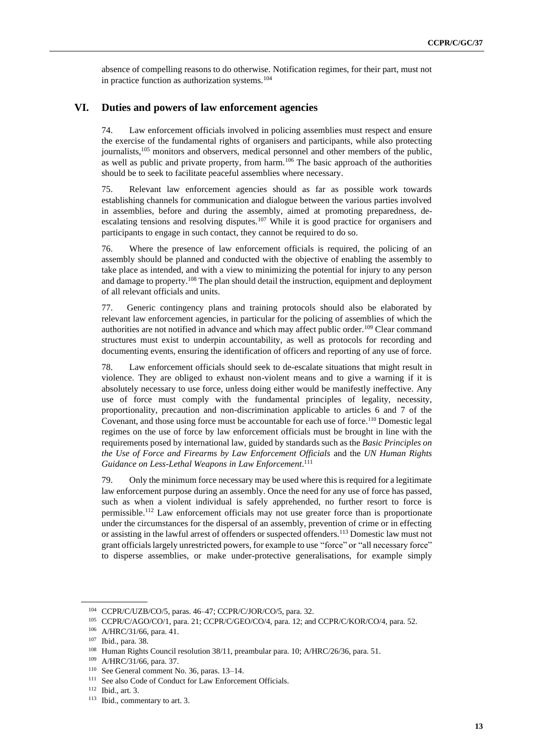absence of compelling reasons to do otherwise. Notification regimes, for their part, must not in practice function as authorization systems.[104]

## VI. Duties and powers of law enforcement agencies

74. Law enforcement officials involved in policing assemblies must respect and ensure the exercise of the fundamental rights of organisers and participants, while also protecting journalists,[105] monitors and observers, medical personnel and other members of the public, as well as public and private property, from harm.[106] The basic approach of the authorities should be to seek to facilitate peaceful assemblies where necessary.

75. Relevant law enforcement agencies should as far as possible work towards establishing channels for communication and dialogue between the various parties involved in assemblies, before and during the assembly, aimed at promoting preparedness, de-escalating tensions and resolving disputes.[107] While it is good practice for organisers and participants to engage in such contact, they cannot be required to do so.

76. Where the presence of law enforcement officials is required, the policing of an assembly should be planned and conducted with the objective of enabling the assembly to take place as intended, and with a view to minimizing the potential for injury to any person and damage to property.[108] The plan should detail the instruction, equipment and deployment of all relevant officials and units.

77. Generic contingency plans and training protocols should also be elaborated by relevant law enforcement agencies, in particular for the policing of assemblies of which the authorities are not notified in advance and which may affect public order.[109] Clear command structures must exist to underpin accountability, as well as protocols for recording and documenting events, ensuring the identification of officers and reporting of any use of force.

78. Law enforcement officials should seek to de-escalate situations that might result in violence. They are obliged to exhaust non-violent means and to give a warning if it is absolutely necessary to use force, unless doing either would be manifestly ineffective. Any use of force must comply with the fundamental principles of legality, necessity, proportionality, precaution and non-discrimination applicable to articles 6 and 7 of the Covenant, and those using force must be accountable for each use of force.[110] Domestic legal regimes on the use of force by law enforcement officials must be brought in line with the requirements posed by international law, guided by standards such as the *Basic Principles on the Use of Force and Firearms by Law Enforcement Officials* and the *UN Human Rights Guidance on Less-Lethal Weapons in Law Enforcement*.[111]

79. Only the minimum force necessary may be used where this is required for a legitimate law enforcement purpose during an assembly. Once the need for any use of force has passed, such as when a violent individual is safely apprehended, no further resort to force is permissible.[112] Law enforcement officials may not use greater force than is proportionate under the circumstances for the dispersal of an assembly, prevention of crime or in effecting or assisting in the lawful arrest of offenders or suspected offenders.[113] Domestic law must not grant officials largely unrestricted powers, for example to use "force" or "all necessary force" to disperse assemblies, or make under-protective generalisations, for example simply

---

[104] CCPR/C/UZB/CO/5, paras. 46–47; CCPR/C/JOR/CO/5, para. 32.

[105] CCPR/C/AGO/CO/1, para. 21; CCPR/C/GEO/CO/4, para. 12; and CCPR/C/KOR/CO/4, para. 52.

[106] A/HRC/31/66, para. 41.

[107] Ibid., para. 38.

[108] Human Rights Council resolution 38/11, preambular para. 10; A/HRC/26/36, para. 51.

[109] A/HRC/31/66, para. 37.

[110] See General comment No. 36, paras. 13–14.

[111] See also Code of Conduct for Law Enforcement Officials.

[112] Ibid., art. 3.

[113] Ibid., commentary to art. 3.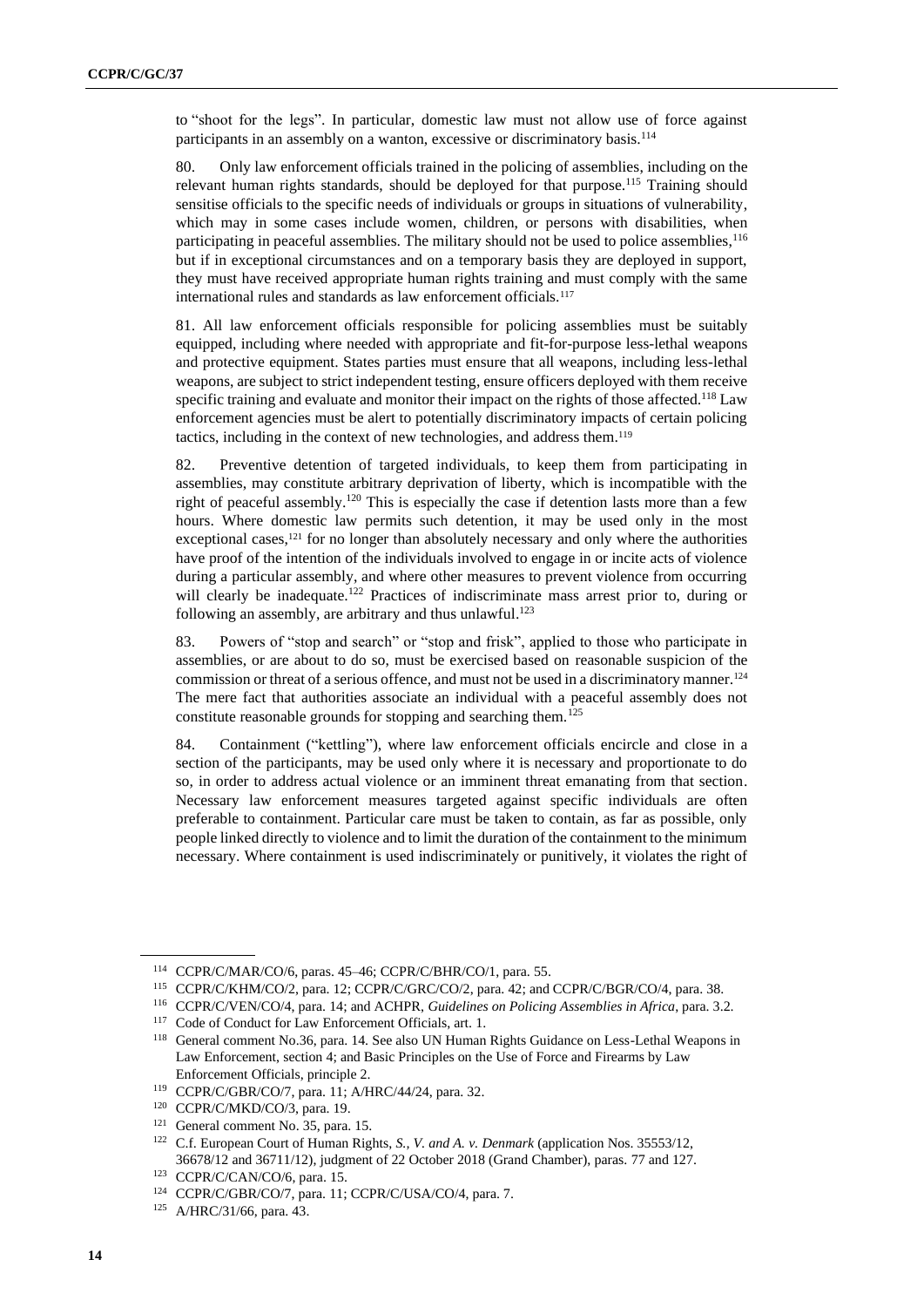to "shoot for the legs". In particular, domestic law must not allow use of force against participants in an assembly on a wanton, excessive or discriminatory basis.[114]

80. Only law enforcement officials trained in the policing of assemblies, including on the relevant human rights standards, should be deployed for that purpose.[115] Training should sensitise officials to the specific needs of individuals or groups in situations of vulnerability, which may in some cases include women, children, or persons with disabilities, when participating in peaceful assemblies. The military should not be used to police assemblies,[116] but if in exceptional circumstances and on a temporary basis they are deployed in support, they must have received appropriate human rights training and must comply with the same international rules and standards as law enforcement officials.[117]

81. All law enforcement officials responsible for policing assemblies must be suitably equipped, including where needed with appropriate and fit-for-purpose less-lethal weapons and protective equipment. States parties must ensure that all weapons, including less-lethal weapons, are subject to strict independent testing, ensure officers deployed with them receive specific training and evaluate and monitor their impact on the rights of those affected.[118] Law enforcement agencies must be alert to potentially discriminatory impacts of certain policing tactics, including in the context of new technologies, and address them.[119]

82. Preventive detention of targeted individuals, to keep them from participating in assemblies, may constitute arbitrary deprivation of liberty, which is incompatible with the right of peaceful assembly.[120] This is especially the case if detention lasts more than a few hours. Where domestic law permits such detention, it may be used only in the most exceptional cases,[121] for no longer than absolutely necessary and only where the authorities have proof of the intention of the individuals involved to engage in or incite acts of violence during a particular assembly, and where other measures to prevent violence from occurring will clearly be inadequate.[122] Practices of indiscriminate mass arrest prior to, during or following an assembly, are arbitrary and thus unlawful.[123]

83. Powers of "stop and search" or "stop and frisk", applied to those who participate in assemblies, or are about to do so, must be exercised based on reasonable suspicion of the commission or threat of a serious offence, and must not be used in a discriminatory manner.[124] The mere fact that authorities associate an individual with a peaceful assembly does not constitute reasonable grounds for stopping and searching them.[125]

84. Containment ("kettling"), where law enforcement officials encircle and close in a section of the participants, may be used only where it is necessary and proportionate to do so, in order to address actual violence or an imminent threat emanating from that section. Necessary law enforcement measures targeted against specific individuals are often preferable to containment. Particular care must be taken to contain, as far as possible, only people linked directly to violence and to limit the duration of the containment to the minimum necessary. Where containment is used indiscriminately or punitively, it violates the right of

---

[114] CCPR/C/MAR/CO/6, paras. 45–46; CCPR/C/BHR/CO/1, para. 55.

[115] CCPR/C/KHM/CO/2, para. 12; CCPR/C/GRC/CO/2, para. 42; and CCPR/C/BGR/CO/4, para. 38.

[116] CCPR/C/VEN/CO/4, para. 14; and ACHPR, *Guidelines on Policing Assemblies in Africa*, para. 3.2.

[117] Code of Conduct for Law Enforcement Officials, art. 1.

[118] General comment No.36, para. 14. See also UN Human Rights Guidance on Less-Lethal Weapons in Law Enforcement, section 4; and Basic Principles on the Use of Force and Firearms by Law Enforcement Officials, principle 2.

[119] CCPR/C/GBR/CO/7, para. 11; A/HRC/44/24, para. 32.

[120] CCPR/C/MKD/CO/3, para. 19.

[121] General comment No. 35, para. 15.

[122] C.f. European Court of Human Rights, *S., V. and A. v. Denmark* (application Nos. 35553/12, 36678/12 and 36711/12), judgment of 22 October 2018 (Grand Chamber), paras. 77 and 127.

[123] CCPR/C/CAN/CO/6, para. 15.

[124] CCPR/C/GBR/CO/7, para. 11; CCPR/C/USA/CO/4, para. 7.

[125] A/HRC/31/66, para. 43.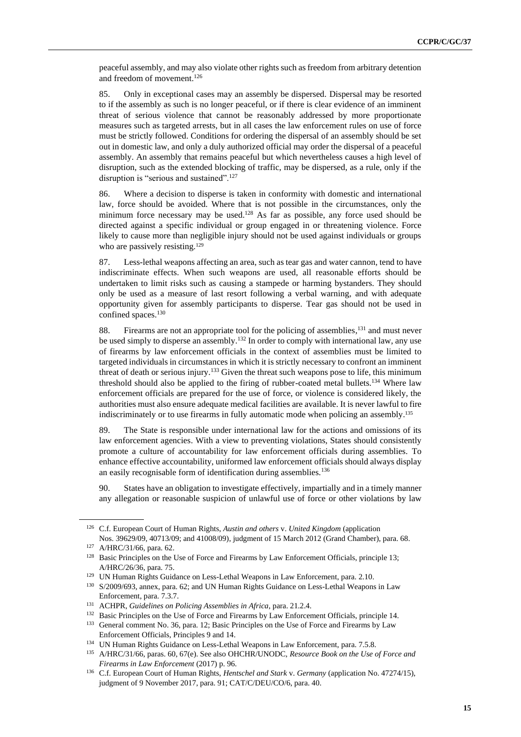peaceful assembly, and may also violate other rights such as freedom from arbitrary detention and freedom of movement.[126]

85. Only in exceptional cases may an assembly be dispersed. Dispersal may be resorted to if the assembly as such is no longer peaceful, or if there is clear evidence of an imminent threat of serious violence that cannot be reasonably addressed by more proportionate measures such as targeted arrests, but in all cases the law enforcement rules on use of force must be strictly followed. Conditions for ordering the dispersal of an assembly should be set out in domestic law, and only a duly authorized official may order the dispersal of a peaceful assembly. An assembly that remains peaceful but which nevertheless causes a high level of disruption, such as the extended blocking of traffic, may be dispersed, as a rule, only if the disruption is "serious and sustained".[127]

86. Where a decision to disperse is taken in conformity with domestic and international law, force should be avoided. Where that is not possible in the circumstances, only the minimum force necessary may be used.[128] As far as possible, any force used should be directed against a specific individual or group engaged in or threatening violence. Force likely to cause more than negligible injury should not be used against individuals or groups who are passively resisting.[129]

87. Less-lethal weapons affecting an area, such as tear gas and water cannon, tend to have indiscriminate effects. When such weapons are used, all reasonable efforts should be undertaken to limit risks such as causing a stampede or harming bystanders. They should only be used as a measure of last resort following a verbal warning, and with adequate opportunity given for assembly participants to disperse. Tear gas should not be used in confined spaces.[130]

88. Firearms are not an appropriate tool for the policing of assemblies,[131] and must never be used simply to disperse an assembly.[132] In order to comply with international law, any use of firearms by law enforcement officials in the context of assemblies must be limited to targeted individuals in circumstances in which it is strictly necessary to confront an imminent threat of death or serious injury.[133] Given the threat such weapons pose to life, this minimum threshold should also be applied to the firing of rubber-coated metal bullets.[134] Where law enforcement officials are prepared for the use of force, or violence is considered likely, the authorities must also ensure adequate medical facilities are available. It is never lawful to fire indiscriminately or to use firearms in fully automatic mode when policing an assembly.[135]

89. The State is responsible under international law for the actions and omissions of its law enforcement agencies. With a view to preventing violations, States should consistently promote a culture of accountability for law enforcement officials during assemblies. To enhance effective accountability, uniformed law enforcement officials should always display an easily recognisable form of identification during assemblies.[136]

90. States have an obligation to investigate effectively, impartially and in a timely manner any allegation or reasonable suspicion of unlawful use of force or other violations by law

---

[126] C.f. European Court of Human Rights, *Austin and others* v. *United Kingdom* (application Nos. 39629/09, 40713/09; and 41008/09), judgment of 15 March 2012 (Grand Chamber), para. 68.

[127] A/HRC/31/66, para. 62.

[128] Basic Principles on the Use of Force and Firearms by Law Enforcement Officials, principle 13; A/HRC/26/36, para. 75.

[129] UN Human Rights Guidance on Less-Lethal Weapons in Law Enforcement, para. 2.10.

[130] S/2009/693, annex, para. 62; and UN Human Rights Guidance on Less-Lethal Weapons in Law Enforcement, para. 7.3.7.

[131] ACHPR, *Guidelines on Policing Assemblies in Africa*, para. 21.2.4.

[132] Basic Principles on the Use of Force and Firearms by Law Enforcement Officials, principle 14.

[133] General comment No. 36, para. 12; Basic Principles on the Use of Force and Firearms by Law Enforcement Officials, Principles 9 and 14.

[134] UN Human Rights Guidance on Less-Lethal Weapons in Law Enforcement, para. 7.5.8.

[135] A/HRC/31/66, paras. 60, 67(e). See also OHCHR/UNODC, *Resource Book on the Use of Force and Firearms in Law Enforcement* (2017) p. 96.

[136] C.f. European Court of Human Rights, *Hentschel and Stark* v. *Germany* (application No. 47274/15), judgment of 9 November 2017, para. 91; CAT/C/DEU/CO/6, para. 40.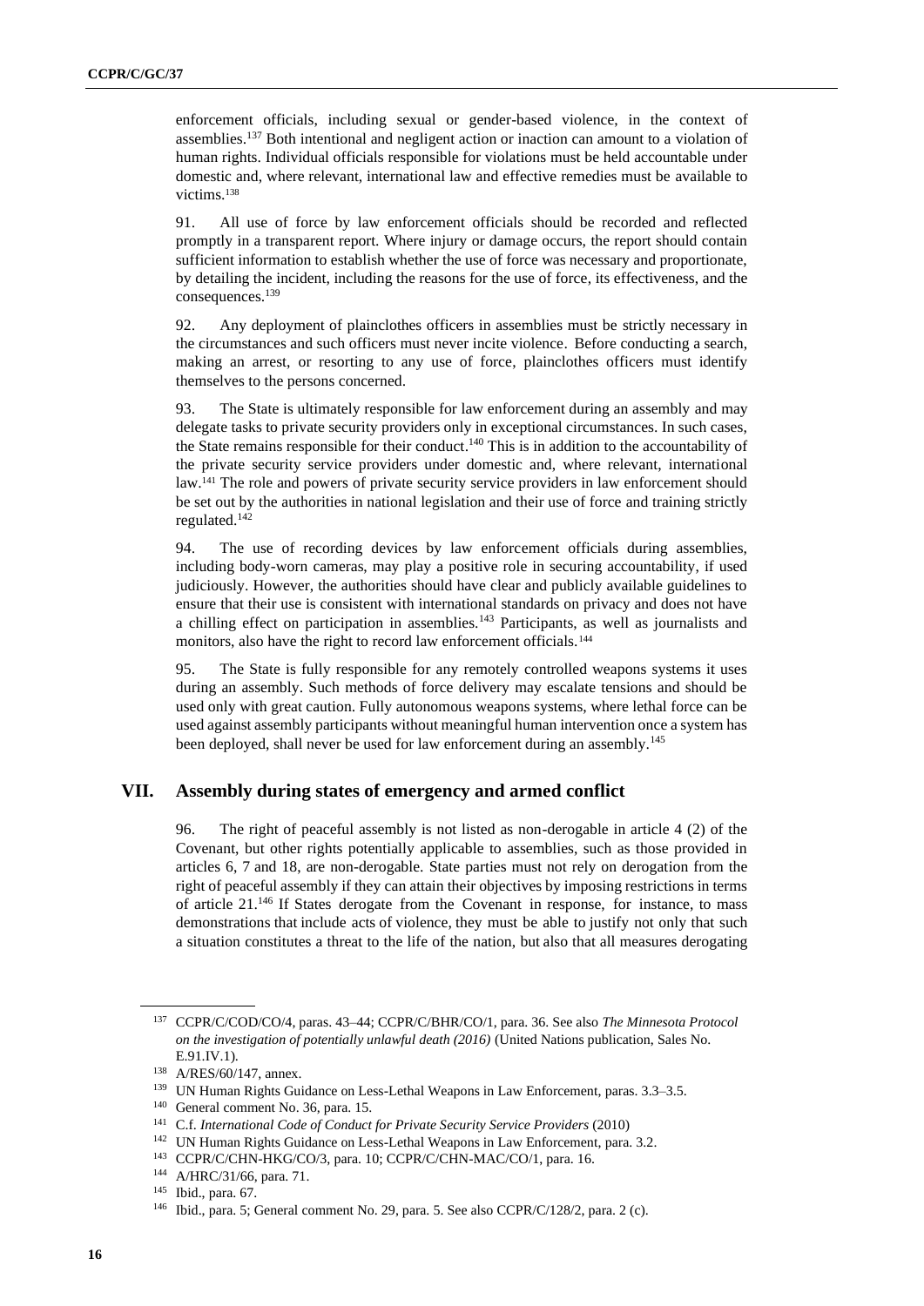enforcement officials, including sexual or gender-based violence, in the context of assemblies.[137] Both intentional and negligent action or inaction can amount to a violation of human rights. Individual officials responsible for violations must be held accountable under domestic and, where relevant, international law and effective remedies must be available to victims.[138]

91. All use of force by law enforcement officials should be recorded and reflected promptly in a transparent report. Where injury or damage occurs, the report should contain sufficient information to establish whether the use of force was necessary and proportionate, by detailing the incident, including the reasons for the use of force, its effectiveness, and the consequences.[139]

92. Any deployment of plainclothes officers in assemblies must be strictly necessary in the circumstances and such officers must never incite violence. Before conducting a search, making an arrest, or resorting to any use of force, plainclothes officers must identify themselves to the persons concerned.

93. The State is ultimately responsible for law enforcement during an assembly and may delegate tasks to private security providers only in exceptional circumstances. In such cases, the State remains responsible for their conduct.[140] This is in addition to the accountability of the private security service providers under domestic and, where relevant, international law.[141] The role and powers of private security service providers in law enforcement should be set out by the authorities in national legislation and their use of force and training strictly regulated.[142]

94. The use of recording devices by law enforcement officials during assemblies, including body-worn cameras, may play a positive role in securing accountability, if used judiciously. However, the authorities should have clear and publicly available guidelines to ensure that their use is consistent with international standards on privacy and does not have a chilling effect on participation in assemblies.[143] Participants, as well as journalists and monitors, also have the right to record law enforcement officials.[144]

95. The State is fully responsible for any remotely controlled weapons systems it uses during an assembly. Such methods of force delivery may escalate tensions and should be used only with great caution. Fully autonomous weapons systems, where lethal force can be used against assembly participants without meaningful human intervention once a system has been deployed, shall never be used for law enforcement during an assembly.[145]

## VII. Assembly during states of emergency and armed conflict

96. The right of peaceful assembly is not listed as non-derogable in article 4 (2) of the Covenant, but other rights potentially applicable to assemblies, such as those provided in articles 6, 7 and 18, are non-derogable. State parties must not rely on derogation from the right of peaceful assembly if they can attain their objectives by imposing restrictions in terms of article 21.[146] If States derogate from the Covenant in response, for instance, to mass demonstrations that include acts of violence, they must be able to justify not only that such a situation constitutes a threat to the life of the nation, but also that all measures derogating

---

[137] CCPR/C/COD/CO/4, paras. 43–44; CCPR/C/BHR/CO/1, para. 36. See also *The Minnesota Protocol on the investigation of potentially unlawful death (2016)* (United Nations publication, Sales No. E.91.IV.1).

[138] A/RES/60/147, annex.

[139] UN Human Rights Guidance on Less-Lethal Weapons in Law Enforcement, paras. 3.3–3.5.

[140] General comment No. 36, para. 15.

[141] C.f. *International Code of Conduct for Private Security Service Providers* (2010)

[142] UN Human Rights Guidance on Less-Lethal Weapons in Law Enforcement, para. 3.2.

[143] CCPR/C/CHN-HKG/CO/3, para. 10; CCPR/C/CHN-MAC/CO/1, para. 16.

[144] A/HRC/31/66, para. 71.

[145] Ibid., para. 67.

[146] Ibid., para. 5; General comment No. 29, para. 5. See also CCPR/C/128/2, para. 2 (c).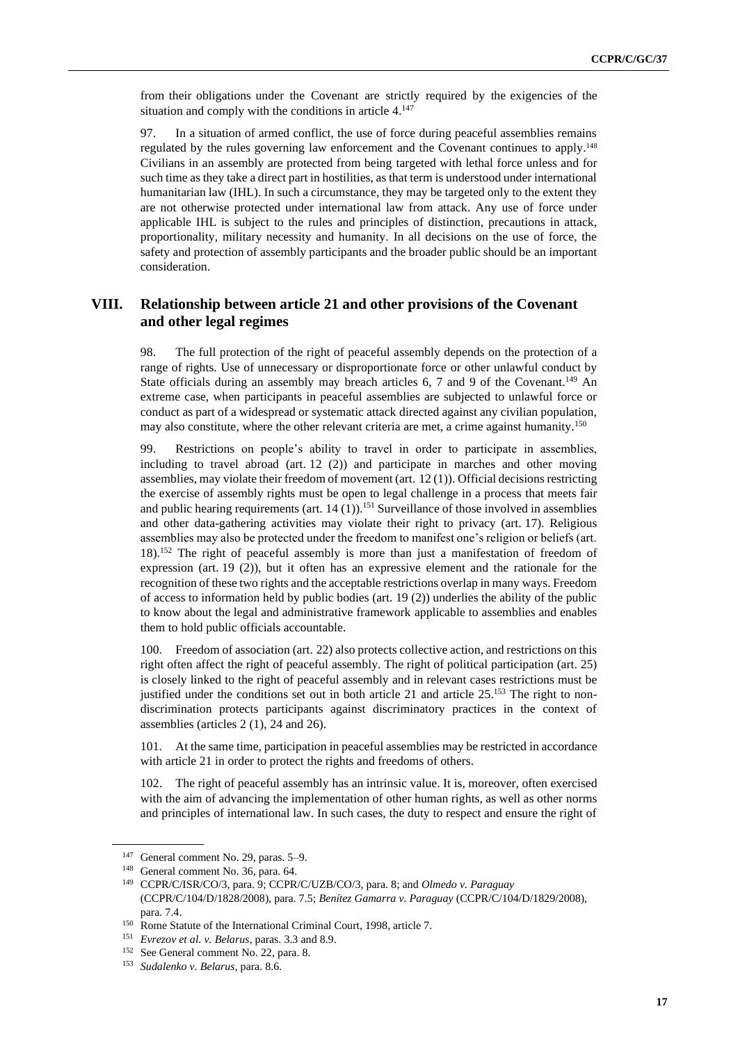from their obligations under the Covenant are strictly required by the exigencies of the situation and comply with the conditions in article 4.[147]

97. In a situation of armed conflict, the use of force during peaceful assemblies remains regulated by the rules governing law enforcement and the Covenant continues to apply.[148] Civilians in an assembly are protected from being targeted with lethal force unless and for such time as they take a direct part in hostilities, as that term is understood under international humanitarian law (IHL). In such a circumstance, they may be targeted only to the extent they are not otherwise protected under international law from attack. Any use of force under applicable IHL is subject to the rules and principles of distinction, precautions in attack, proportionality, military necessity and humanity. In all decisions on the use of force, the safety and protection of assembly participants and the broader public should be an important consideration.

## VIII. Relationship between article 21 and other provisions of the Covenant and other legal regimes

98. The full protection of the right of peaceful assembly depends on the protection of a range of rights. Use of unnecessary or disproportionate force or other unlawful conduct by State officials during an assembly may breach articles 6, 7 and 9 of the Covenant.[149] An extreme case, when participants in peaceful assemblies are subjected to unlawful force or conduct as part of a widespread or systematic attack directed against any civilian population, may also constitute, where the other relevant criteria are met, a crime against humanity.[150]

99. Restrictions on people's ability to travel in order to participate in assemblies, including to travel abroad (art. 12 (2)) and participate in marches and other moving assemblies, may violate their freedom of movement (art. 12 (1)). Official decisions restricting the exercise of assembly rights must be open to legal challenge in a process that meets fair and public hearing requirements (art. 14 (1)).[151] Surveillance of those involved in assemblies and other data-gathering activities may violate their right to privacy (art. 17). Religious assemblies may also be protected under the freedom to manifest one's religion or beliefs (art. 18).[152] The right of peaceful assembly is more than just a manifestation of freedom of expression (art. 19 (2)), but it often has an expressive element and the rationale for the recognition of these two rights and the acceptable restrictions overlap in many ways. Freedom of access to information held by public bodies (art. 19 (2)) underlies the ability of the public to know about the legal and administrative framework applicable to assemblies and enables them to hold public officials accountable.

100. Freedom of association (art. 22) also protects collective action, and restrictions on this right often affect the right of peaceful assembly. The right of political participation (art. 25) is closely linked to the right of peaceful assembly and in relevant cases restrictions must be justified under the conditions set out in both article 21 and article 25.[153] The right to non-discrimination protects participants against discriminatory practices in the context of assemblies (articles 2 (1), 24 and 26).

101. At the same time, participation in peaceful assemblies may be restricted in accordance with article 21 in order to protect the rights and freedoms of others.

102. The right of peaceful assembly has an intrinsic value. It is, moreover, often exercised with the aim of advancing the implementation of other human rights, as well as other norms and principles of international law. In such cases, the duty to respect and ensure the right of

---

[147] General comment No. 29, paras. 5–9.

[148] General comment No. 36, para. 64.

[149] CCPR/C/ISR/CO/3, para. 9; CCPR/C/UZB/CO/3, para. 8; and *Olmedo v. Paraguay* (CCPR/C/104/D/1828/2008), para. 7.5; *Benítez Gamarra v. Paraguay* (CCPR/C/104/D/1829/2008), para. 7.4.

[150] Rome Statute of the International Criminal Court, 1998, article 7.

[151] *Evrezov et al. v. Belarus*, paras. 3.3 and 8.9.

[152] See General comment No. 22, para. 8.

[153] *Sudalenko v. Belarus*, para. 8.6.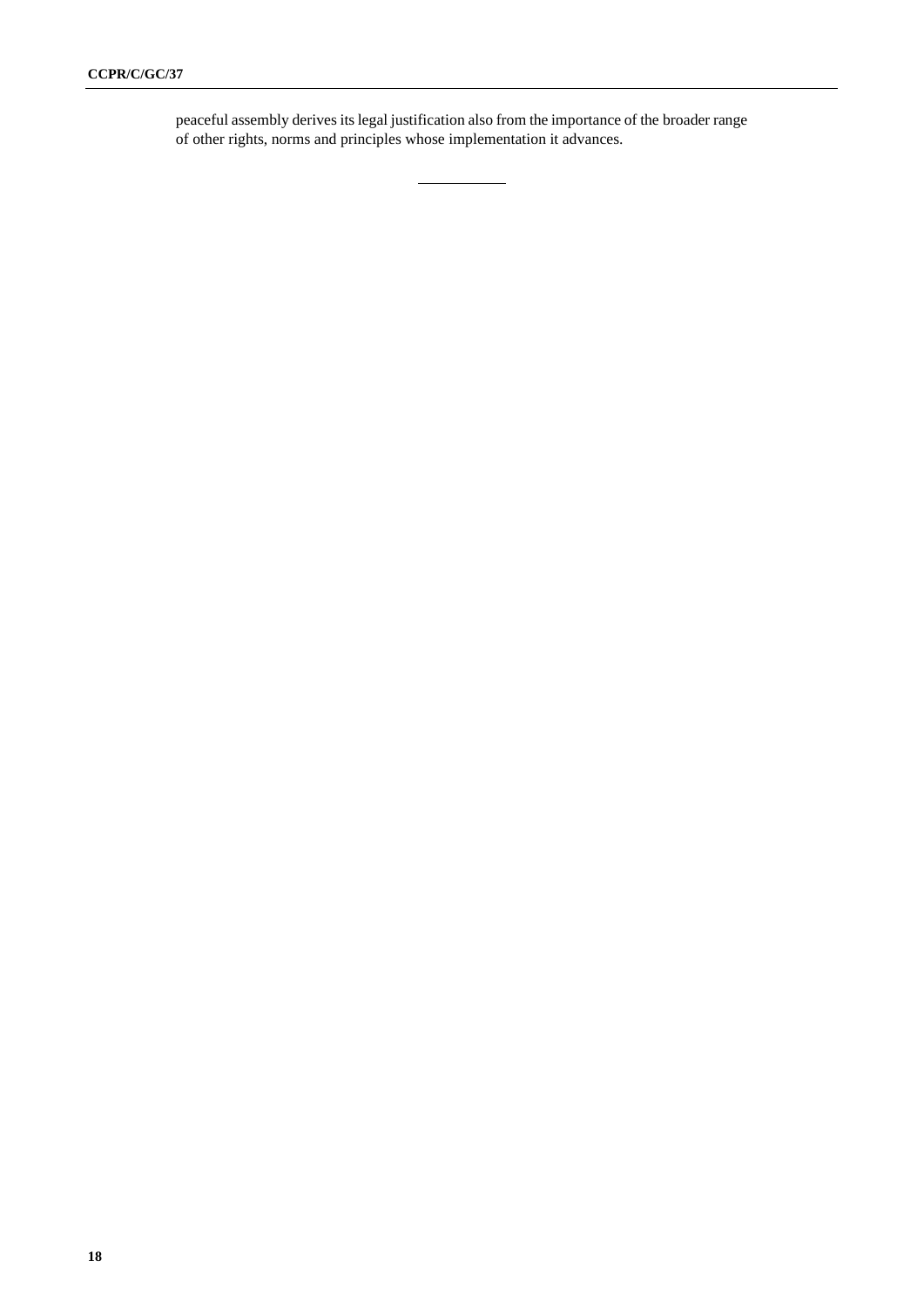peaceful assembly derives its legal justification also from the importance of the broader range of other rights, norms and principles whose implementation it advances.